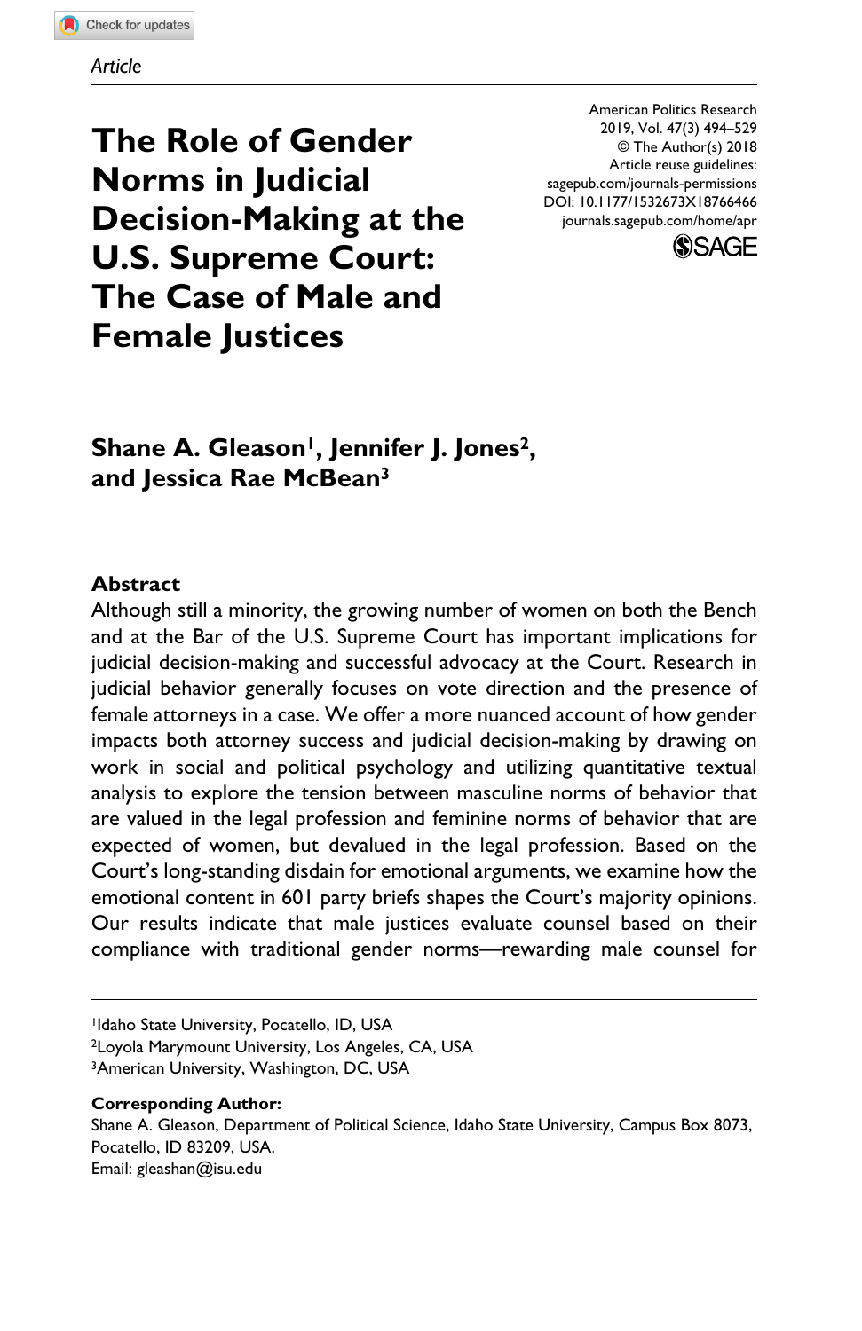Article

# The Role of Gender Norms in Judicial Decision-Making at the U.S. Supreme Court: The Case of Male and Female Justices

American Politics Research
2019, Vol. 47(3) 494–529
© The Author(s) 2018
Article reuse guidelines: sagepub.com/journals-permissions
DOI: 10.1177/1532673X18766466
journals.sagepub.com/home/apr

**Shane A. Gleason[1], Jennifer J. Jones[2], and Jessica Rae McBean[3]**

## Abstract

Although still a minority, the growing number of women on both the Bench and at the Bar of the U.S. Supreme Court has important implications for judicial decision-making and successful advocacy at the Court. Research in judicial behavior generally focuses on vote direction and the presence of female attorneys in a case. We offer a more nuanced account of how gender impacts both attorney success and judicial decision-making by drawing on work in social and political psychology and utilizing quantitative textual analysis to explore the tension between masculine norms of behavior that are valued in the legal profession and feminine norms of behavior that are expected of women, but devalued in the legal profession. Based on the Court's long-standing disdain for emotional arguments, we examine how the emotional content in 601 party briefs shapes the Court's majority opinions. Our results indicate that male justices evaluate counsel based on their compliance with traditional gender norms—rewarding male counsel for

[1]Idaho State University, Pocatello, ID, USA
[2]Loyola Marymount University, Los Angeles, CA, USA
[3]American University, Washington, DC, USA

**Corresponding Author:**
Shane A. Gleason, Department of Political Science, Idaho State University, Campus Box 8073, Pocatello, ID 83209, USA.
Email: gleashan@isu.edu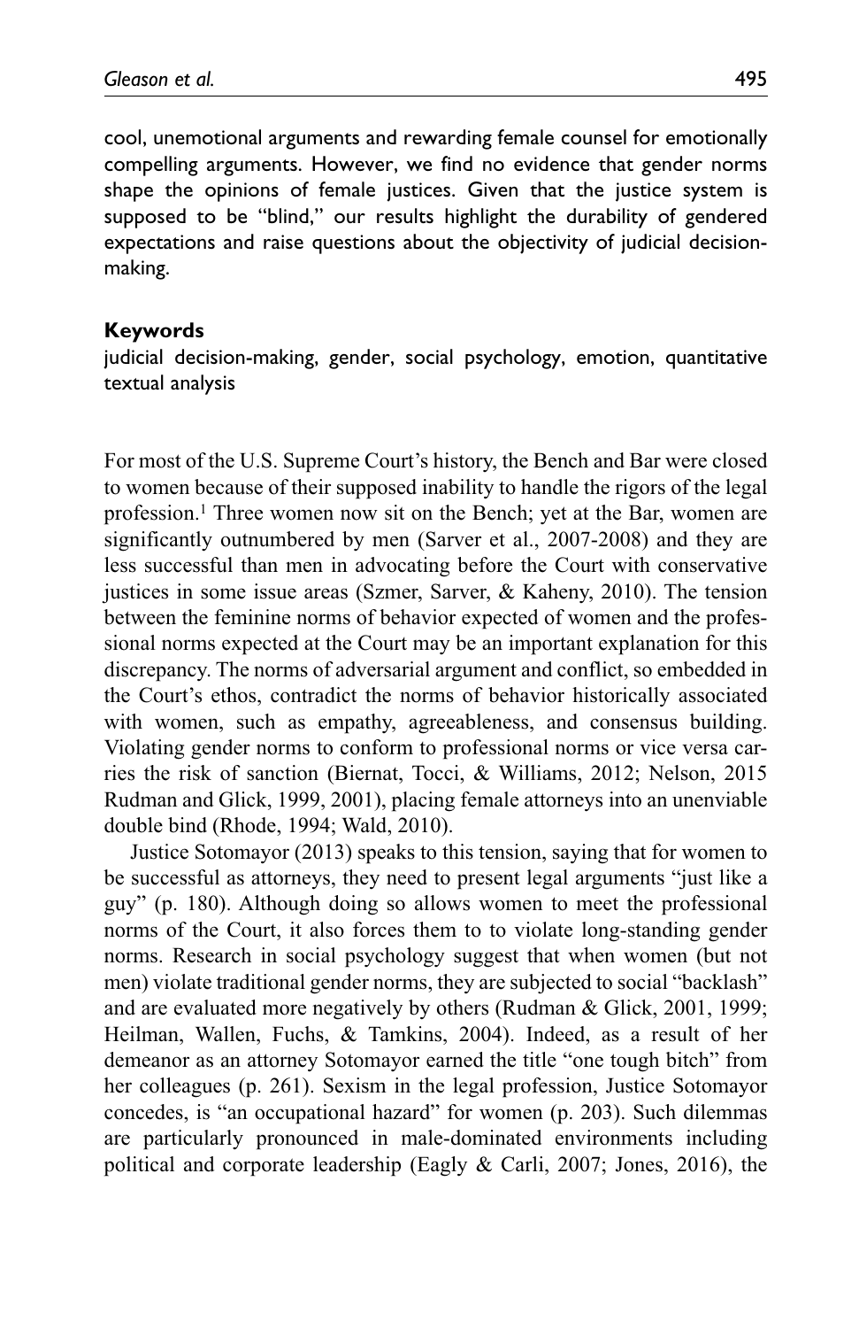cool, unemotional arguments and rewarding female counsel for emotionally compelling arguments. However, we find no evidence that gender norms shape the opinions of female justices. Given that the justice system is supposed to be "blind," our results highlight the durability of gendered expectations and raise questions about the objectivity of judicial decision-making.

### Keywords

judicial decision-making, gender, social psychology, emotion, quantitative textual analysis

For most of the U.S. Supreme Court's history, the Bench and Bar were closed to women because of their supposed inability to handle the rigors of the legal profession.[1] Three women now sit on the Bench; yet at the Bar, women are significantly outnumbered by men (Sarver et al., 2007-2008) and they are less successful than men in advocating before the Court with conservative justices in some issue areas (Szmer, Sarver, & Kaheny, 2010). The tension between the feminine norms of behavior expected of women and the professional norms expected at the Court may be an important explanation for this discrepancy. The norms of adversarial argument and conflict, so embedded in the Court's ethos, contradict the norms of behavior historically associated with women, such as empathy, agreeableness, and consensus building. Violating gender norms to conform to professional norms or vice versa carries the risk of sanction (Biernat, Tocci, & Williams, 2012; Nelson, 2015 Rudman and Glick, 1999, 2001), placing female attorneys into an unenviable double bind (Rhode, 1994; Wald, 2010).

Justice Sotomayor (2013) speaks to this tension, saying that for women to be successful as attorneys, they need to present legal arguments "just like a guy" (p. 180). Although doing so allows women to meet the professional norms of the Court, it also forces them to to violate long-standing gender norms. Research in social psychology suggest that when women (but not men) violate traditional gender norms, they are subjected to social "backlash" and are evaluated more negatively by others (Rudman & Glick, 2001, 1999; Heilman, Wallen, Fuchs, & Tamkins, 2004). Indeed, as a result of her demeanor as an attorney Sotomayor earned the title "one tough bitch" from her colleagues (p. 261). Sexism in the legal profession, Justice Sotomayor concedes, is "an occupational hazard" for women (p. 203). Such dilemmas are particularly pronounced in male-dominated environments including political and corporate leadership (Eagly & Carli, 2007; Jones, 2016), the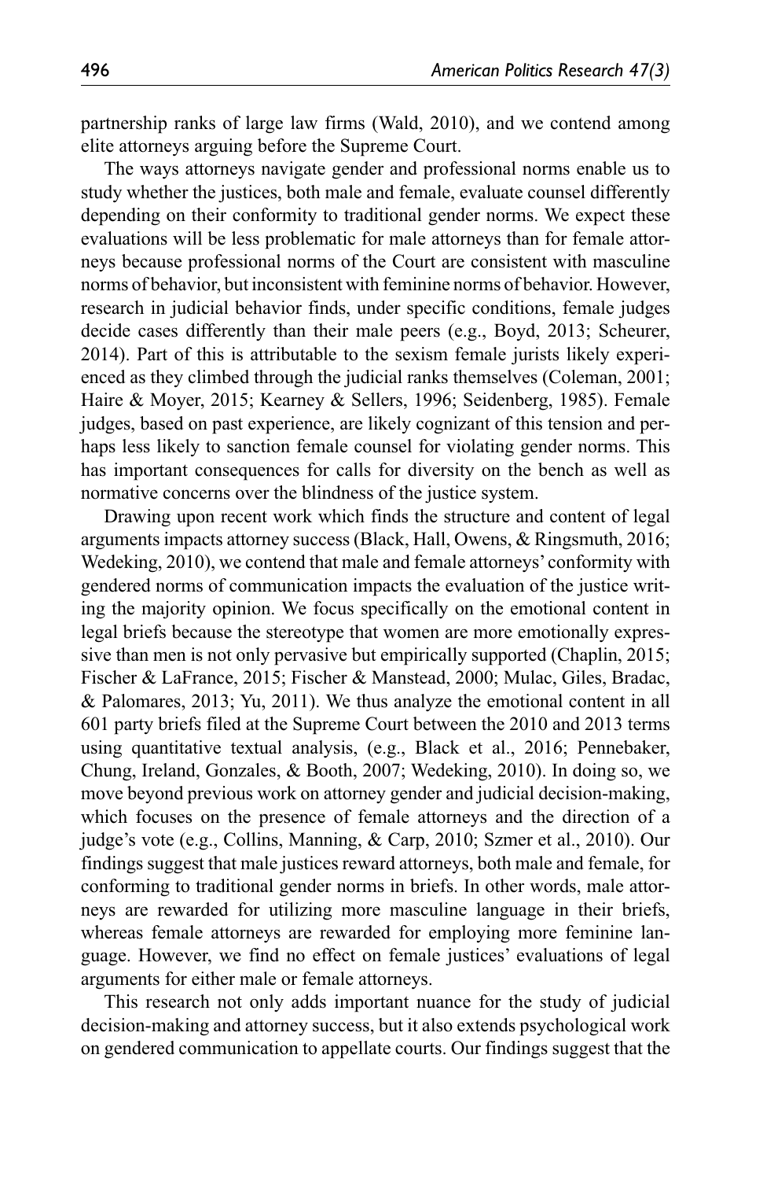partnership ranks of large law firms (Wald, 2010), and we contend among elite attorneys arguing before the Supreme Court.

The ways attorneys navigate gender and professional norms enable us to study whether the justices, both male and female, evaluate counsel differently depending on their conformity to traditional gender norms. We expect these evaluations will be less problematic for male attorneys than for female attorneys because professional norms of the Court are consistent with masculine norms of behavior, but inconsistent with feminine norms of behavior. However, research in judicial behavior finds, under specific conditions, female judges decide cases differently than their male peers (e.g., Boyd, 2013; Scheurer, 2014). Part of this is attributable to the sexism female jurists likely experienced as they climbed through the judicial ranks themselves (Coleman, 2001; Haire & Moyer, 2015; Kearney & Sellers, 1996; Seidenberg, 1985). Female judges, based on past experience, are likely cognizant of this tension and perhaps less likely to sanction female counsel for violating gender norms. This has important consequences for calls for diversity on the bench as well as normative concerns over the blindness of the justice system.

Drawing upon recent work which finds the structure and content of legal arguments impacts attorney success (Black, Hall, Owens, & Ringsmuth, 2016; Wedeking, 2010), we contend that male and female attorneys' conformity with gendered norms of communication impacts the evaluation of the justice writing the majority opinion. We focus specifically on the emotional content in legal briefs because the stereotype that women are more emotionally expressive than men is not only pervasive but empirically supported (Chaplin, 2015; Fischer & LaFrance, 2015; Fischer & Manstead, 2000; Mulac, Giles, Bradac, & Palomares, 2013; Yu, 2011). We thus analyze the emotional content in all 601 party briefs filed at the Supreme Court between the 2010 and 2013 terms using quantitative textual analysis, (e.g., Black et al., 2016; Pennebaker, Chung, Ireland, Gonzales, & Booth, 2007; Wedeking, 2010). In doing so, we move beyond previous work on attorney gender and judicial decision-making, which focuses on the presence of female attorneys and the direction of a judge's vote (e.g., Collins, Manning, & Carp, 2010; Szmer et al., 2010). Our findings suggest that male justices reward attorneys, both male and female, for conforming to traditional gender norms in briefs. In other words, male attorneys are rewarded for utilizing more masculine language in their briefs, whereas female attorneys are rewarded for employing more feminine language. However, we find no effect on female justices' evaluations of legal arguments for either male or female attorneys.

This research not only adds important nuance for the study of judicial decision-making and attorney success, but it also extends psychological work on gendered communication to appellate courts. Our findings suggest that the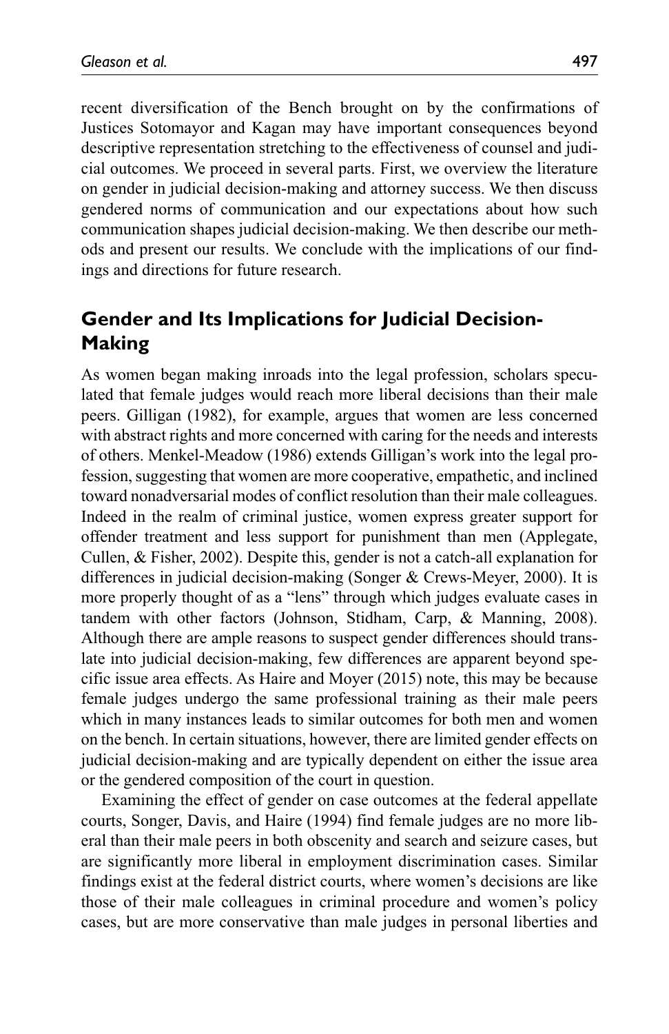recent diversification of the Bench brought on by the confirmations of Justices Sotomayor and Kagan may have important consequences beyond descriptive representation stretching to the effectiveness of counsel and judicial outcomes. We proceed in several parts. First, we overview the literature on gender in judicial decision-making and attorney success. We then discuss gendered norms of communication and our expectations about how such communication shapes judicial decision-making. We then describe our methods and present our results. We conclude with the implications of our findings and directions for future research.

## Gender and Its Implications for Judicial Decision-Making

As women began making inroads into the legal profession, scholars speculated that female judges would reach more liberal decisions than their male peers. Gilligan (1982), for example, argues that women are less concerned with abstract rights and more concerned with caring for the needs and interests of others. Menkel-Meadow (1986) extends Gilligan's work into the legal profession, suggesting that women are more cooperative, empathetic, and inclined toward nonadversarial modes of conflict resolution than their male colleagues. Indeed in the realm of criminal justice, women express greater support for offender treatment and less support for punishment than men (Applegate, Cullen, & Fisher, 2002). Despite this, gender is not a catch-all explanation for differences in judicial decision-making (Songer & Crews-Meyer, 2000). It is more properly thought of as a "lens" through which judges evaluate cases in tandem with other factors (Johnson, Stidham, Carp, & Manning, 2008). Although there are ample reasons to suspect gender differences should translate into judicial decision-making, few differences are apparent beyond specific issue area effects. As Haire and Moyer (2015) note, this may be because female judges undergo the same professional training as their male peers which in many instances leads to similar outcomes for both men and women on the bench. In certain situations, however, there are limited gender effects on judicial decision-making and are typically dependent on either the issue area or the gendered composition of the court in question.

Examining the effect of gender on case outcomes at the federal appellate courts, Songer, Davis, and Haire (1994) find female judges are no more liberal than their male peers in both obscenity and search and seizure cases, but are significantly more liberal in employment discrimination cases. Similar findings exist at the federal district courts, where women's decisions are like those of their male colleagues in criminal procedure and women's policy cases, but are more conservative than male judges in personal liberties and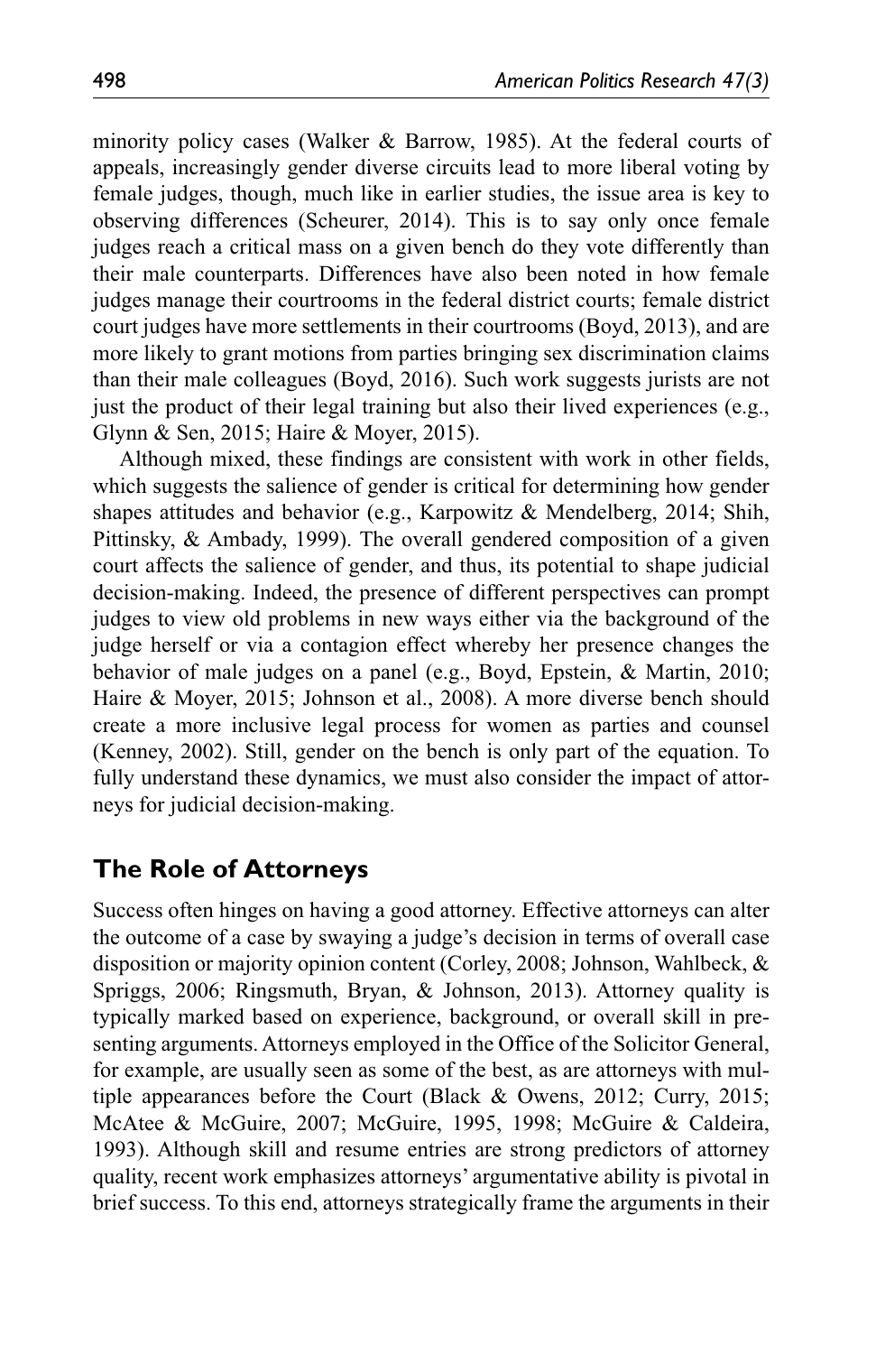minority policy cases (Walker & Barrow, 1985). At the federal courts of appeals, increasingly gender diverse circuits lead to more liberal voting by female judges, though, much like in earlier studies, the issue area is key to observing differences (Scheurer, 2014). This is to say only once female judges reach a critical mass on a given bench do they vote differently than their male counterparts. Differences have also been noted in how female judges manage their courtrooms in the federal district courts; female district court judges have more settlements in their courtrooms (Boyd, 2013), and are more likely to grant motions from parties bringing sex discrimination claims than their male colleagues (Boyd, 2016). Such work suggests jurists are not just the product of their legal training but also their lived experiences (e.g., Glynn & Sen, 2015; Haire & Moyer, 2015).

Although mixed, these findings are consistent with work in other fields, which suggests the salience of gender is critical for determining how gender shapes attitudes and behavior (e.g., Karpowitz & Mendelberg, 2014; Shih, Pittinsky, & Ambady, 1999). The overall gendered composition of a given court affects the salience of gender, and thus, its potential to shape judicial decision-making. Indeed, the presence of different perspectives can prompt judges to view old problems in new ways either via the background of the judge herself or via a contagion effect whereby her presence changes the behavior of male judges on a panel (e.g., Boyd, Epstein, & Martin, 2010; Haire & Moyer, 2015; Johnson et al., 2008). A more diverse bench should create a more inclusive legal process for women as parties and counsel (Kenney, 2002). Still, gender on the bench is only part of the equation. To fully understand these dynamics, we must also consider the impact of attorneys for judicial decision-making.

## The Role of Attorneys

Success often hinges on having a good attorney. Effective attorneys can alter the outcome of a case by swaying a judge's decision in terms of overall case disposition or majority opinion content (Corley, 2008; Johnson, Wahlbeck, & Spriggs, 2006; Ringsmuth, Bryan, & Johnson, 2013). Attorney quality is typically marked based on experience, background, or overall skill in presenting arguments. Attorneys employed in the Office of the Solicitor General, for example, are usually seen as some of the best, as are attorneys with multiple appearances before the Court (Black & Owens, 2012; Curry, 2015; McAtee & McGuire, 2007; McGuire, 1995, 1998; McGuire & Caldeira, 1993). Although skill and resume entries are strong predictors of attorney quality, recent work emphasizes attorneys' argumentative ability is pivotal in brief success. To this end, attorneys strategically frame the arguments in their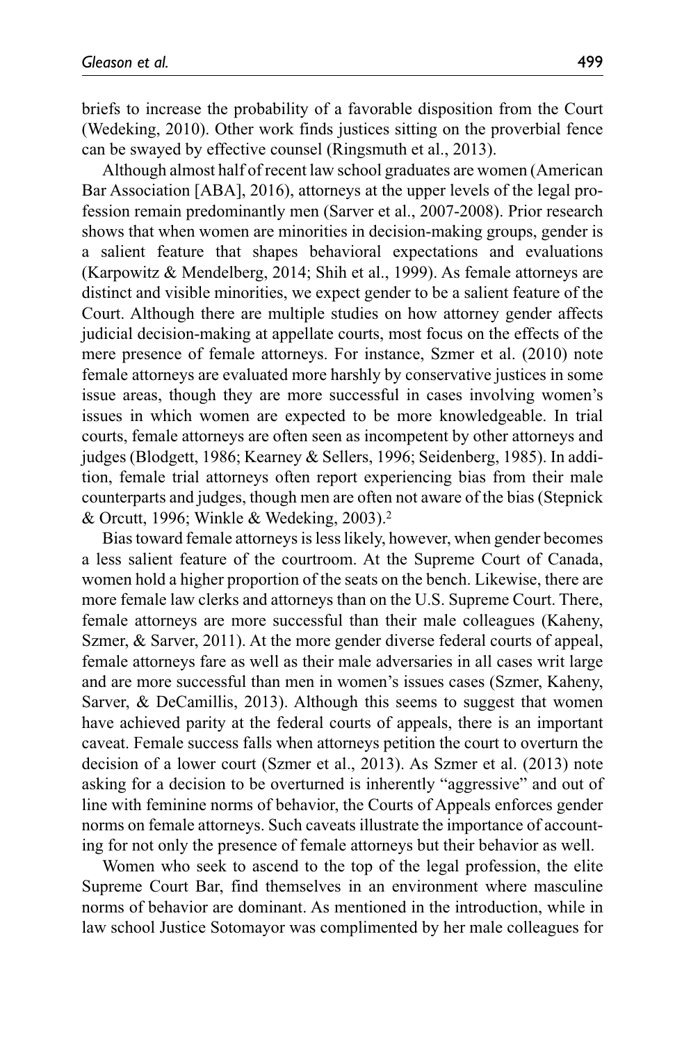briefs to increase the probability of a favorable disposition from the Court (Wedeking, 2010). Other work finds justices sitting on the proverbial fence can be swayed by effective counsel (Ringsmuth et al., 2013).

Although almost half of recent law school graduates are women (American Bar Association [ABA], 2016), attorneys at the upper levels of the legal profession remain predominantly men (Sarver et al., 2007-2008). Prior research shows that when women are minorities in decision-making groups, gender is a salient feature that shapes behavioral expectations and evaluations (Karpowitz & Mendelberg, 2014; Shih et al., 1999). As female attorneys are distinct and visible minorities, we expect gender to be a salient feature of the Court. Although there are multiple studies on how attorney gender affects judicial decision-making at appellate courts, most focus on the effects of the mere presence of female attorneys. For instance, Szmer et al. (2010) note female attorneys are evaluated more harshly by conservative justices in some issue areas, though they are more successful in cases involving women's issues in which women are expected to be more knowledgeable. In trial courts, female attorneys are often seen as incompetent by other attorneys and judges (Blodgett, 1986; Kearney & Sellers, 1996; Seidenberg, 1985). In addition, female trial attorneys often report experiencing bias from their male counterparts and judges, though men are often not aware of the bias (Stepnick & Orcutt, 1996; Winkle & Wedeking, 2003).[2]

Bias toward female attorneys is less likely, however, when gender becomes a less salient feature of the courtroom. At the Supreme Court of Canada, women hold a higher proportion of the seats on the bench. Likewise, there are more female law clerks and attorneys than on the U.S. Supreme Court. There, female attorneys are more successful than their male colleagues (Kaheny, Szmer, & Sarver, 2011). At the more gender diverse federal courts of appeal, female attorneys fare as well as their male adversaries in all cases writ large and are more successful than men in women's issues cases (Szmer, Kaheny, Sarver, & DeCamillis, 2013). Although this seems to suggest that women have achieved parity at the federal courts of appeals, there is an important caveat. Female success falls when attorneys petition the court to overturn the decision of a lower court (Szmer et al., 2013). As Szmer et al. (2013) note asking for a decision to be overturned is inherently "aggressive" and out of line with feminine norms of behavior, the Courts of Appeals enforces gender norms on female attorneys. Such caveats illustrate the importance of accounting for not only the presence of female attorneys but their behavior as well.

Women who seek to ascend to the top of the legal profession, the elite Supreme Court Bar, find themselves in an environment where masculine norms of behavior are dominant. As mentioned in the introduction, while in law school Justice Sotomayor was complimented by her male colleagues for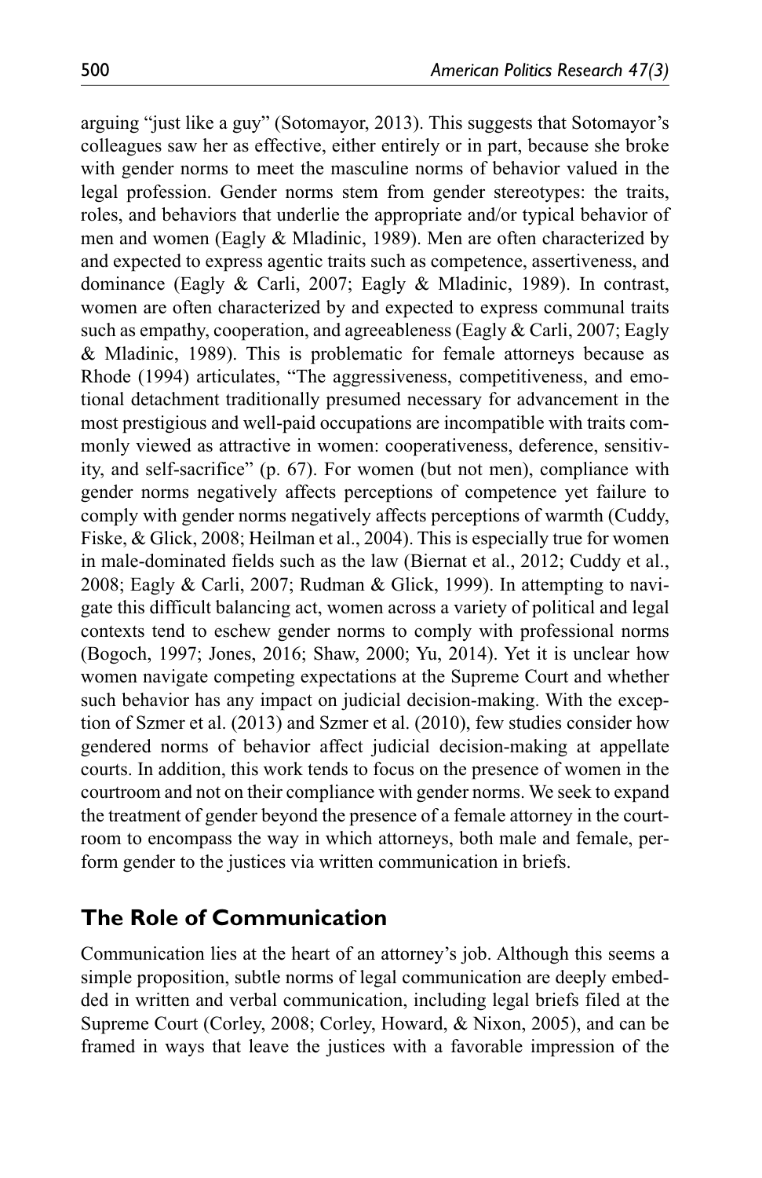arguing "just like a guy" (Sotomayor, 2013). This suggests that Sotomayor's colleagues saw her as effective, either entirely or in part, because she broke with gender norms to meet the masculine norms of behavior valued in the legal profession. Gender norms stem from gender stereotypes: the traits, roles, and behaviors that underlie the appropriate and/or typical behavior of men and women (Eagly & Mladinic, 1989). Men are often characterized by and expected to express agentic traits such as competence, assertiveness, and dominance (Eagly & Carli, 2007; Eagly & Mladinic, 1989). In contrast, women are often characterized by and expected to express communal traits such as empathy, cooperation, and agreeableness (Eagly & Carli, 2007; Eagly & Mladinic, 1989). This is problematic for female attorneys because as Rhode (1994) articulates, "The aggressiveness, competitiveness, and emotional detachment traditionally presumed necessary for advancement in the most prestigious and well-paid occupations are incompatible with traits commonly viewed as attractive in women: cooperativeness, deference, sensitivity, and self-sacrifice" (p. 67). For women (but not men), compliance with gender norms negatively affects perceptions of competence yet failure to comply with gender norms negatively affects perceptions of warmth (Cuddy, Fiske, & Glick, 2008; Heilman et al., 2004). This is especially true for women in male-dominated fields such as the law (Biernat et al., 2012; Cuddy et al., 2008; Eagly & Carli, 2007; Rudman & Glick, 1999). In attempting to navigate this difficult balancing act, women across a variety of political and legal contexts tend to eschew gender norms to comply with professional norms (Bogoch, 1997; Jones, 2016; Shaw, 2000; Yu, 2014). Yet it is unclear how women navigate competing expectations at the Supreme Court and whether such behavior has any impact on judicial decision-making. With the exception of Szmer et al. (2013) and Szmer et al. (2010), few studies consider how gendered norms of behavior affect judicial decision-making at appellate courts. In addition, this work tends to focus on the presence of women in the courtroom and not on their compliance with gender norms. We seek to expand the treatment of gender beyond the presence of a female attorney in the courtroom to encompass the way in which attorneys, both male and female, perform gender to the justices via written communication in briefs.

## The Role of Communication

Communication lies at the heart of an attorney's job. Although this seems a simple proposition, subtle norms of legal communication are deeply embedded in written and verbal communication, including legal briefs filed at the Supreme Court (Corley, 2008; Corley, Howard, & Nixon, 2005), and can be framed in ways that leave the justices with a favorable impression of the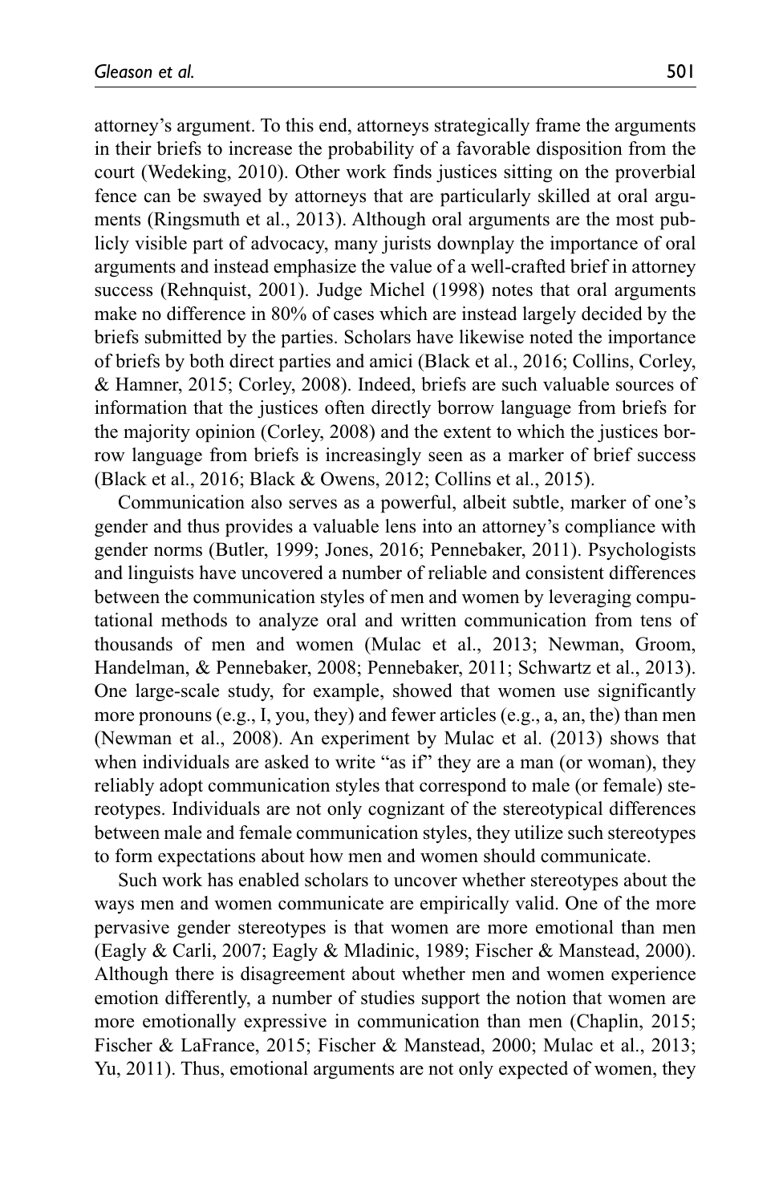attorney's argument. To this end, attorneys strategically frame the arguments in their briefs to increase the probability of a favorable disposition from the court (Wedeking, 2010). Other work finds justices sitting on the proverbial fence can be swayed by attorneys that are particularly skilled at oral arguments (Ringsmuth et al., 2013). Although oral arguments are the most publicly visible part of advocacy, many jurists downplay the importance of oral arguments and instead emphasize the value of a well-crafted brief in attorney success (Rehnquist, 2001). Judge Michel (1998) notes that oral arguments make no difference in 80% of cases which are instead largely decided by the briefs submitted by the parties. Scholars have likewise noted the importance of briefs by both direct parties and amici (Black et al., 2016; Collins, Corley, & Hamner, 2015; Corley, 2008). Indeed, briefs are such valuable sources of information that the justices often directly borrow language from briefs for the majority opinion (Corley, 2008) and the extent to which the justices borrow language from briefs is increasingly seen as a marker of brief success (Black et al., 2016; Black & Owens, 2012; Collins et al., 2015).

Communication also serves as a powerful, albeit subtle, marker of one's gender and thus provides a valuable lens into an attorney's compliance with gender norms (Butler, 1999; Jones, 2016; Pennebaker, 2011). Psychologists and linguists have uncovered a number of reliable and consistent differences between the communication styles of men and women by leveraging computational methods to analyze oral and written communication from tens of thousands of men and women (Mulac et al., 2013; Newman, Groom, Handelman, & Pennebaker, 2008; Pennebaker, 2011; Schwartz et al., 2013). One large-scale study, for example, showed that women use significantly more pronouns (e.g., I, you, they) and fewer articles (e.g., a, an, the) than men (Newman et al., 2008). An experiment by Mulac et al. (2013) shows that when individuals are asked to write "as if" they are a man (or woman), they reliably adopt communication styles that correspond to male (or female) stereotypes. Individuals are not only cognizant of the stereotypical differences between male and female communication styles, they utilize such stereotypes to form expectations about how men and women should communicate.

Such work has enabled scholars to uncover whether stereotypes about the ways men and women communicate are empirically valid. One of the more pervasive gender stereotypes is that women are more emotional than men (Eagly & Carli, 2007; Eagly & Mladinic, 1989; Fischer & Manstead, 2000). Although there is disagreement about whether men and women experience emotion differently, a number of studies support the notion that women are more emotionally expressive in communication than men (Chaplin, 2015; Fischer & LaFrance, 2015; Fischer & Manstead, 2000; Mulac et al., 2013; Yu, 2011). Thus, emotional arguments are not only expected of women, they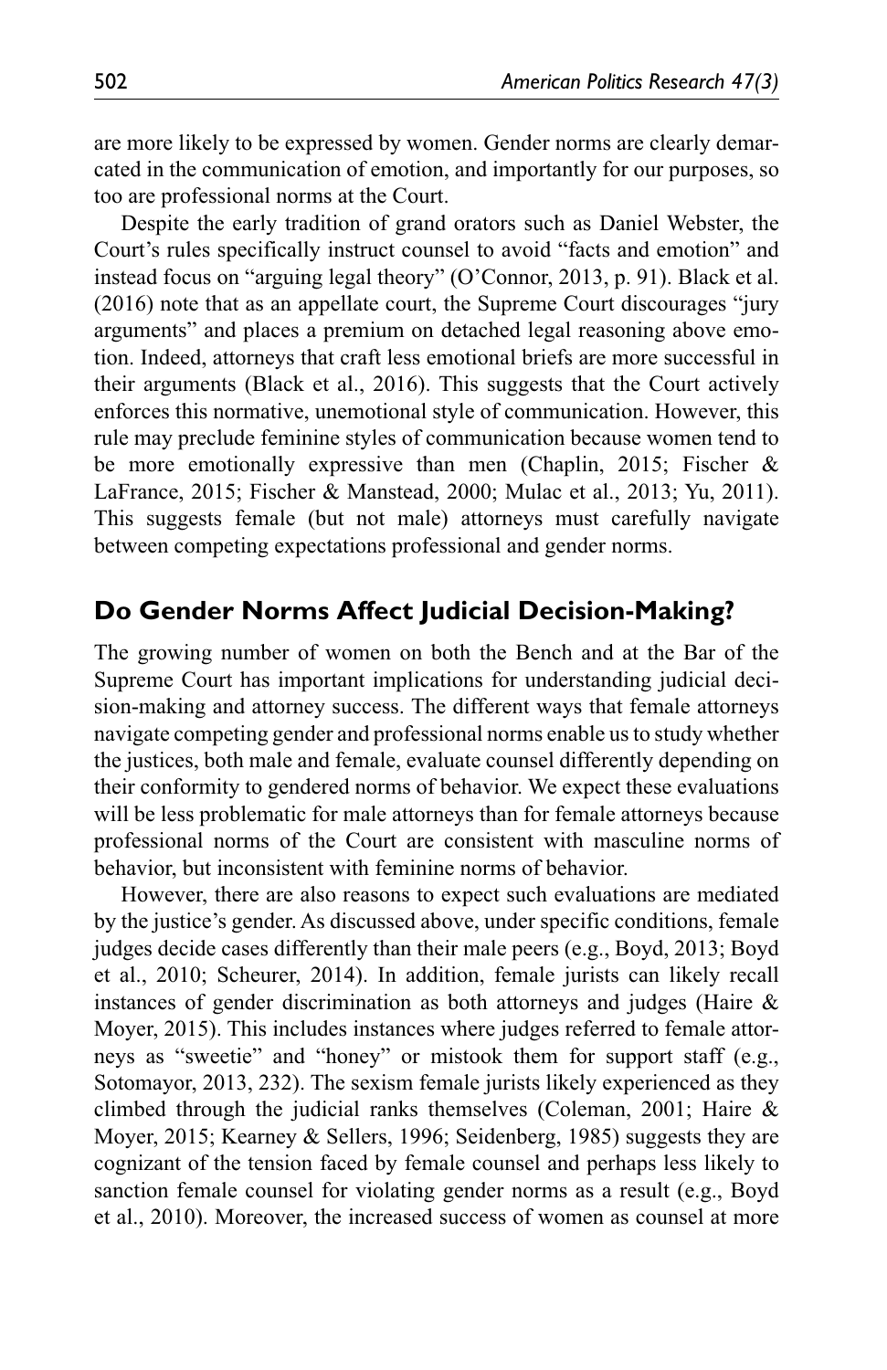are more likely to be expressed by women. Gender norms are clearly demarcated in the communication of emotion, and importantly for our purposes, so too are professional norms at the Court.

Despite the early tradition of grand orators such as Daniel Webster, the Court's rules specifically instruct counsel to avoid "facts and emotion" and instead focus on "arguing legal theory" (O'Connor, 2013, p. 91). Black et al. (2016) note that as an appellate court, the Supreme Court discourages "jury arguments" and places a premium on detached legal reasoning above emotion. Indeed, attorneys that craft less emotional briefs are more successful in their arguments (Black et al., 2016). This suggests that the Court actively enforces this normative, unemotional style of communication. However, this rule may preclude feminine styles of communication because women tend to be more emotionally expressive than men (Chaplin, 2015; Fischer & LaFrance, 2015; Fischer & Manstead, 2000; Mulac et al., 2013; Yu, 2011). This suggests female (but not male) attorneys must carefully navigate between competing expectations professional and gender norms.

## Do Gender Norms Affect Judicial Decision-Making?

The growing number of women on both the Bench and at the Bar of the Supreme Court has important implications for understanding judicial decision-making and attorney success. The different ways that female attorneys navigate competing gender and professional norms enable us to study whether the justices, both male and female, evaluate counsel differently depending on their conformity to gendered norms of behavior. We expect these evaluations will be less problematic for male attorneys than for female attorneys because professional norms of the Court are consistent with masculine norms of behavior, but inconsistent with feminine norms of behavior.

However, there are also reasons to expect such evaluations are mediated by the justice's gender. As discussed above, under specific conditions, female judges decide cases differently than their male peers (e.g., Boyd, 2013; Boyd et al., 2010; Scheurer, 2014). In addition, female jurists can likely recall instances of gender discrimination as both attorneys and judges (Haire & Moyer, 2015). This includes instances where judges referred to female attorneys as "sweetie" and "honey" or mistook them for support staff (e.g., Sotomayor, 2013, 232). The sexism female jurists likely experienced as they climbed through the judicial ranks themselves (Coleman, 2001; Haire & Moyer, 2015; Kearney & Sellers, 1996; Seidenberg, 1985) suggests they are cognizant of the tension faced by female counsel and perhaps less likely to sanction female counsel for violating gender norms as a result (e.g., Boyd et al., 2010). Moreover, the increased success of women as counsel at more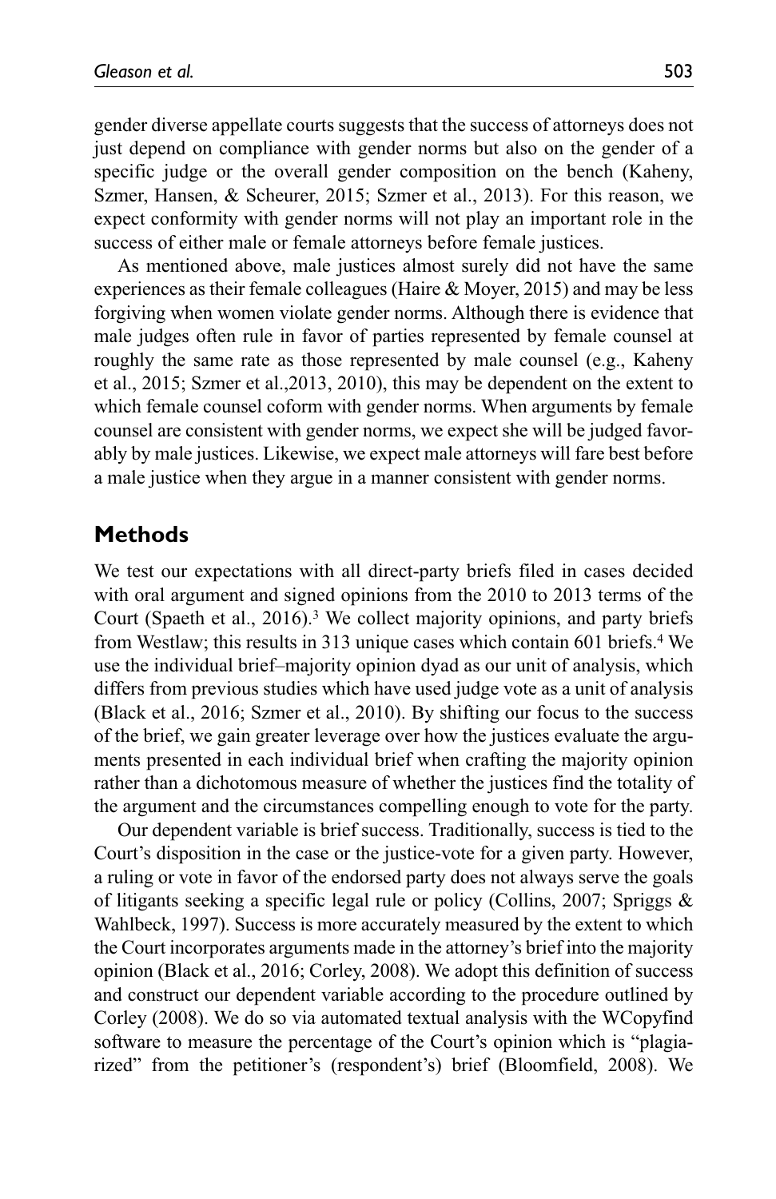gender diverse appellate courts suggests that the success of attorneys does not just depend on compliance with gender norms but also on the gender of a specific judge or the overall gender composition on the bench (Kaheny, Szmer, Hansen, & Scheurer, 2015; Szmer et al., 2013). For this reason, we expect conformity with gender norms will not play an important role in the success of either male or female attorneys before female justices.

As mentioned above, male justices almost surely did not have the same experiences as their female colleagues (Haire & Moyer, 2015) and may be less forgiving when women violate gender norms. Although there is evidence that male judges often rule in favor of parties represented by female counsel at roughly the same rate as those represented by male counsel (e.g., Kaheny et al., 2015; Szmer et al.,2013, 2010), this may be dependent on the extent to which female counsel coform with gender norms. When arguments by female counsel are consistent with gender norms, we expect she will be judged favorably by male justices. Likewise, we expect male attorneys will fare best before a male justice when they argue in a manner consistent with gender norms.

## Methods

We test our expectations with all direct-party briefs filed in cases decided with oral argument and signed opinions from the 2010 to 2013 terms of the Court (Spaeth et al., 2016).[3] We collect majority opinions, and party briefs from Westlaw; this results in 313 unique cases which contain 601 briefs.[4] We use the individual brief–majority opinion dyad as our unit of analysis, which differs from previous studies which have used judge vote as a unit of analysis (Black et al., 2016; Szmer et al., 2010). By shifting our focus to the success of the brief, we gain greater leverage over how the justices evaluate the arguments presented in each individual brief when crafting the majority opinion rather than a dichotomous measure of whether the justices find the totality of the argument and the circumstances compelling enough to vote for the party.

Our dependent variable is brief success. Traditionally, success is tied to the Court's disposition in the case or the justice-vote for a given party. However, a ruling or vote in favor of the endorsed party does not always serve the goals of litigants seeking a specific legal rule or policy (Collins, 2007; Spriggs & Wahlbeck, 1997). Success is more accurately measured by the extent to which the Court incorporates arguments made in the attorney's brief into the majority opinion (Black et al., 2016; Corley, 2008). We adopt this definition of success and construct our dependent variable according to the procedure outlined by Corley (2008). We do so via automated textual analysis with the WCopyfind software to measure the percentage of the Court's opinion which is "plagiarized" from the petitioner's (respondent's) brief (Bloomfield, 2008). We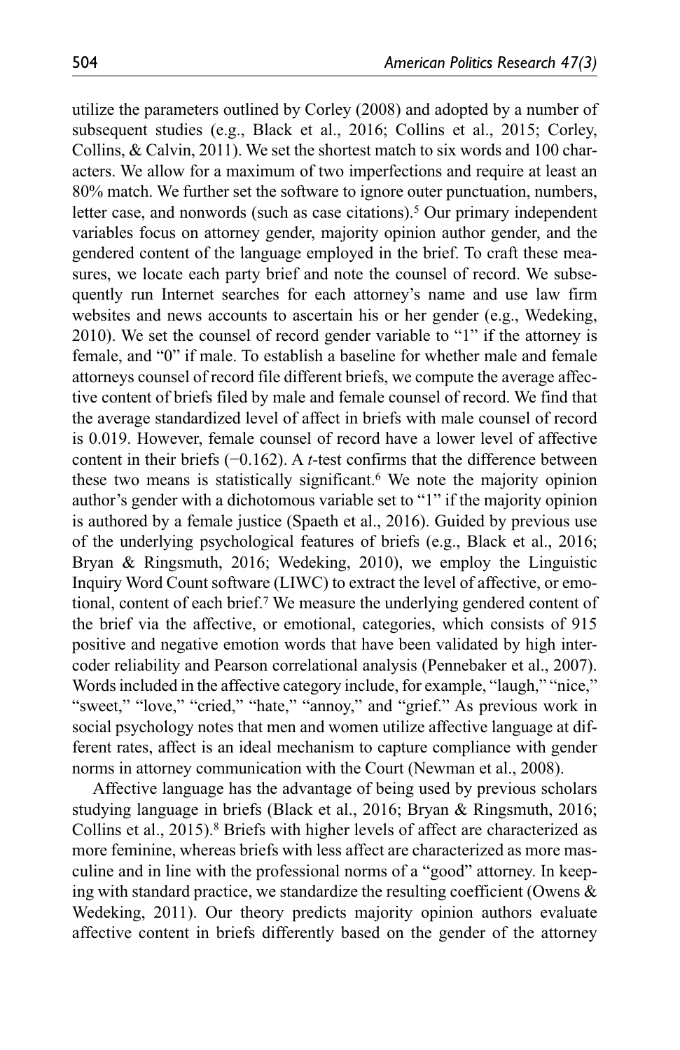utilize the parameters outlined by Corley (2008) and adopted by a number of subsequent studies (e.g., Black et al., 2016; Collins et al., 2015; Corley, Collins, & Calvin, 2011). We set the shortest match to six words and 100 characters. We allow for a maximum of two imperfections and require at least an 80% match. We further set the software to ignore outer punctuation, numbers, letter case, and nonwords (such as case citations).[5] Our primary independent variables focus on attorney gender, majority opinion author gender, and the gendered content of the language employed in the brief. To craft these measures, we locate each party brief and note the counsel of record. We subsequently run Internet searches for each attorney's name and use law firm websites and news accounts to ascertain his or her gender (e.g., Wedeking, 2010). We set the counsel of record gender variable to "1" if the attorney is female, and "0" if male. To establish a baseline for whether male and female attorneys counsel of record file different briefs, we compute the average affective content of briefs filed by male and female counsel of record. We find that the average standardized level of affect in briefs with male counsel of record is 0.019. However, female counsel of record have a lower level of affective content in their briefs (−0.162). A *t*-test confirms that the difference between these two means is statistically significant.[6] We note the majority opinion author's gender with a dichotomous variable set to "1" if the majority opinion is authored by a female justice (Spaeth et al., 2016). Guided by previous use of the underlying psychological features of briefs (e.g., Black et al., 2016; Bryan & Ringsmuth, 2016; Wedeking, 2010), we employ the Linguistic Inquiry Word Count software (LIWC) to extract the level of affective, or emotional, content of each brief.[7] We measure the underlying gendered content of the brief via the affective, or emotional, categories, which consists of 915 positive and negative emotion words that have been validated by high intercoder reliability and Pearson correlational analysis (Pennebaker et al., 2007). Words included in the affective category include, for example, "laugh," "nice," "sweet," "love," "cried," "hate," "annoy," and "grief." As previous work in social psychology notes that men and women utilize affective language at different rates, affect is an ideal mechanism to capture compliance with gender norms in attorney communication with the Court (Newman et al., 2008).

Affective language has the advantage of being used by previous scholars studying language in briefs (Black et al., 2016; Bryan & Ringsmuth, 2016; Collins et al., 2015).[8] Briefs with higher levels of affect are characterized as more feminine, whereas briefs with less affect are characterized as more masculine and in line with the professional norms of a "good" attorney. In keeping with standard practice, we standardize the resulting coefficient (Owens & Wedeking, 2011). Our theory predicts majority opinion authors evaluate affective content in briefs differently based on the gender of the attorney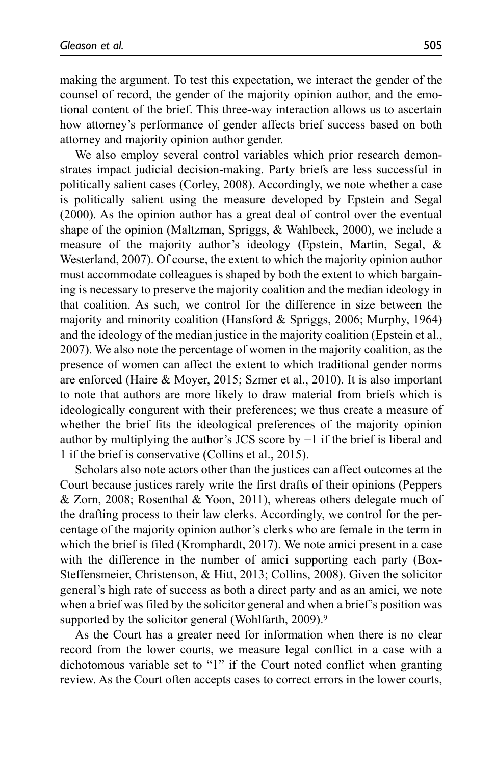making the argument. To test this expectation, we interact the gender of the counsel of record, the gender of the majority opinion author, and the emotional content of the brief. This three-way interaction allows us to ascertain how attorney's performance of gender affects brief success based on both attorney and majority opinion author gender.

We also employ several control variables which prior research demonstrates impact judicial decision-making. Party briefs are less successful in politically salient cases (Corley, 2008). Accordingly, we note whether a case is politically salient using the measure developed by Epstein and Segal (2000). As the opinion author has a great deal of control over the eventual shape of the opinion (Maltzman, Spriggs, & Wahlbeck, 2000), we include a measure of the majority author's ideology (Epstein, Martin, Segal, & Westerland, 2007). Of course, the extent to which the majority opinion author must accommodate colleagues is shaped by both the extent to which bargaining is necessary to preserve the majority coalition and the median ideology in that coalition. As such, we control for the difference in size between the majority and minority coalition (Hansford & Spriggs, 2006; Murphy, 1964) and the ideology of the median justice in the majority coalition (Epstein et al., 2007). We also note the percentage of women in the majority coalition, as the presence of women can affect the extent to which traditional gender norms are enforced (Haire & Moyer, 2015; Szmer et al., 2010). It is also important to note that authors are more likely to draw material from briefs which is ideologically congruent with their preferences; we thus create a measure of whether the brief fits the ideological preferences of the majority opinion author by multiplying the author's JCS score by −1 if the brief is liberal and 1 if the brief is conservative (Collins et al., 2015).

Scholars also note actors other than the justices can affect outcomes at the Court because justices rarely write the first drafts of their opinions (Peppers & Zorn, 2008; Rosenthal & Yoon, 2011), whereas others delegate much of the drafting process to their law clerks. Accordingly, we control for the percentage of the majority opinion author's clerks who are female in the term in which the brief is filed (Kromphardt, 2017). We note amici present in a case with the difference in the number of amici supporting each party (Box-Steffensmeier, Christenson, & Hitt, 2013; Collins, 2008). Given the solicitor general's high rate of success as both a direct party and as an amici, we note when a brief was filed by the solicitor general and when a brief's position was supported by the solicitor general (Wohlfarth, 2009).[9]

As the Court has a greater need for information when there is no clear record from the lower courts, we measure legal conflict in a case with a dichotomous variable set to "1" if the Court noted conflict when granting review. As the Court often accepts cases to correct errors in the lower courts,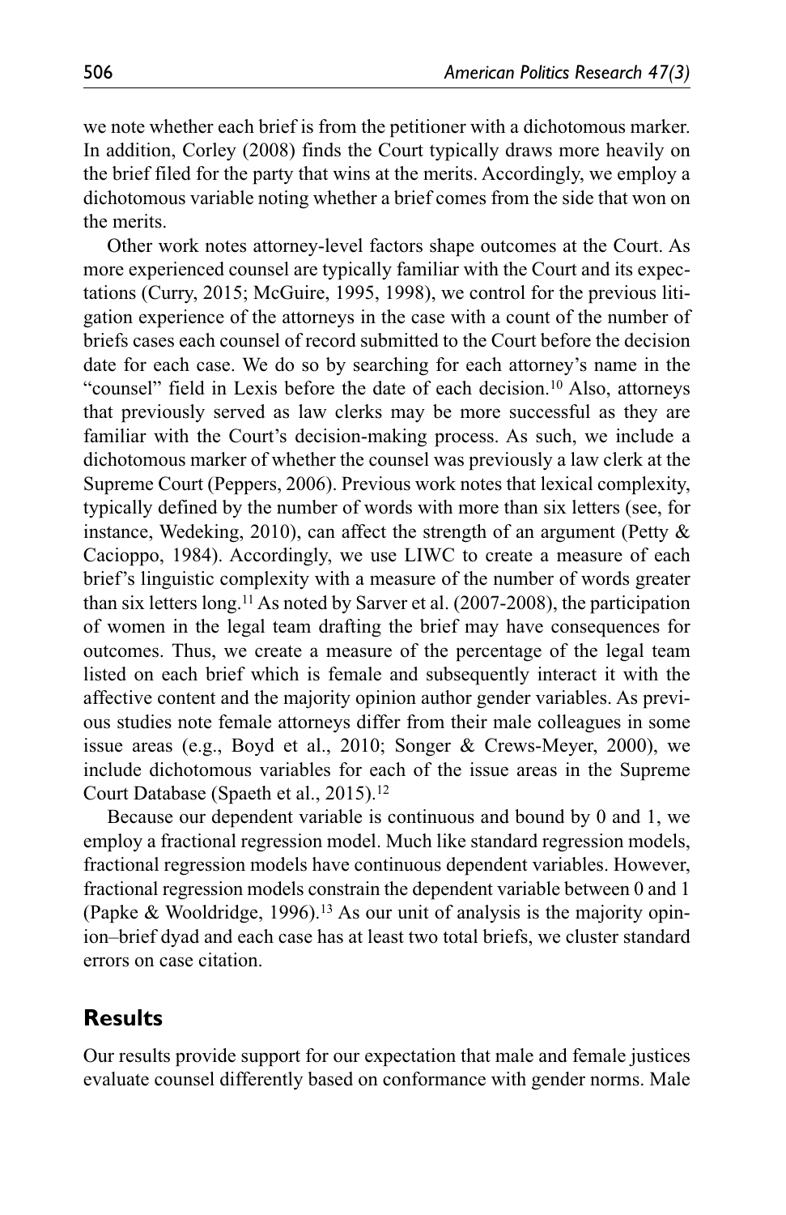we note whether each brief is from the petitioner with a dichotomous marker. In addition, Corley (2008) finds the Court typically draws more heavily on the brief filed for the party that wins at the merits. Accordingly, we employ a dichotomous variable noting whether a brief comes from the side that won on the merits.

Other work notes attorney-level factors shape outcomes at the Court. As more experienced counsel are typically familiar with the Court and its expectations (Curry, 2015; McGuire, 1995, 1998), we control for the previous litigation experience of the attorneys in the case with a count of the number of briefs cases each counsel of record submitted to the Court before the decision date for each case. We do so by searching for each attorney's name in the "counsel" field in Lexis before the date of each decision.[10] Also, attorneys that previously served as law clerks may be more successful as they are familiar with the Court's decision-making process. As such, we include a dichotomous marker of whether the counsel was previously a law clerk at the Supreme Court (Peppers, 2006). Previous work notes that lexical complexity, typically defined by the number of words with more than six letters (see, for instance, Wedeking, 2010), can affect the strength of an argument (Petty & Cacioppo, 1984). Accordingly, we use LIWC to create a measure of each brief's linguistic complexity with a measure of the number of words greater than six letters long.[11] As noted by Sarver et al. (2007-2008), the participation of women in the legal team drafting the brief may have consequences for outcomes. Thus, we create a measure of the percentage of the legal team listed on each brief which is female and subsequently interact it with the affective content and the majority opinion author gender variables. As previous studies note female attorneys differ from their male colleagues in some issue areas (e.g., Boyd et al., 2010; Songer & Crews-Meyer, 2000), we include dichotomous variables for each of the issue areas in the Supreme Court Database (Spaeth et al., 2015).[12]

Because our dependent variable is continuous and bound by 0 and 1, we employ a fractional regression model. Much like standard regression models, fractional regression models have continuous dependent variables. However, fractional regression models constrain the dependent variable between 0 and 1 (Papke & Wooldridge, 1996).[13] As our unit of analysis is the majority opinion–brief dyad and each case has at least two total briefs, we cluster standard errors on case citation.

## Results

Our results provide support for our expectation that male and female justices evaluate counsel differently based on conformance with gender norms. Male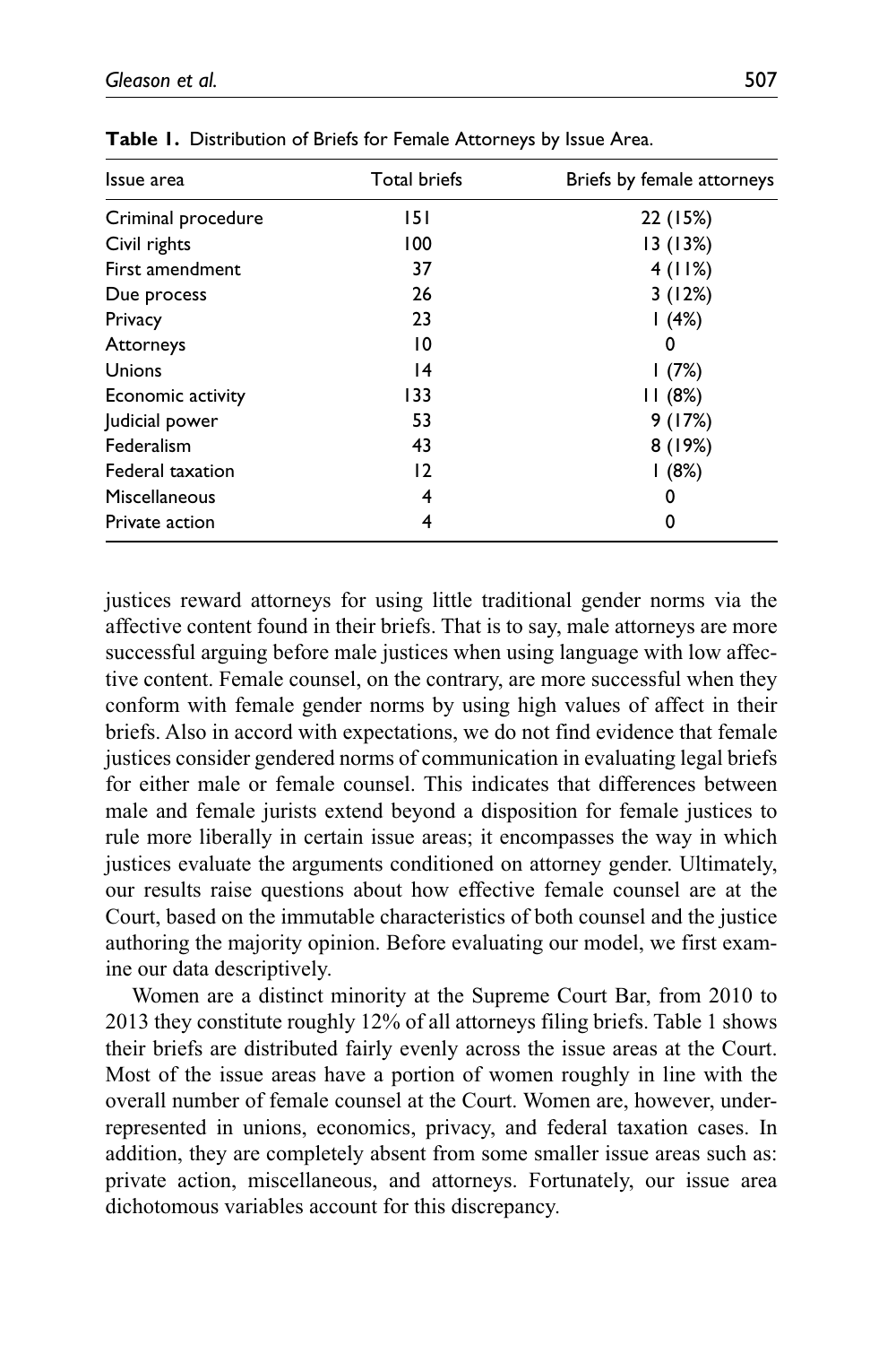**Table 1.** Distribution of Briefs for Female Attorneys by Issue Area.

| Issue area | Total briefs | Briefs by female attorneys |
|---|---|---|
| Criminal procedure | 151 | 22 (15%) |
| Civil rights | 100 | 13 (13%) |
| First amendment | 37 | 4 (11%) |
| Due process | 26 | 3 (12%) |
| Privacy | 23 | 1 (4%) |
| Attorneys | 10 | 0 |
| Unions | 14 | 1 (7%) |
| Economic activity | 133 | 11 (8%) |
| Judicial power | 53 | 9 (17%) |
| Federalism | 43 | 8 (19%) |
| Federal taxation | 12 | 1 (8%) |
| Miscellaneous | 4 | 0 |
| Private action | 4 | 0 |

justices reward attorneys for using little traditional gender norms via the affective content found in their briefs. That is to say, male attorneys are more successful arguing before male justices when using language with low affective content. Female counsel, on the contrary, are more successful when they conform with female gender norms by using high values of affect in their briefs. Also in accord with expectations, we do not find evidence that female justices consider gendered norms of communication in evaluating legal briefs for either male or female counsel. This indicates that differences between male and female jurists extend beyond a disposition for female justices to rule more liberally in certain issue areas; it encompasses the way in which justices evaluate the arguments conditioned on attorney gender. Ultimately, our results raise questions about how effective female counsel are at the Court, based on the immutable characteristics of both counsel and the justice authoring the majority opinion. Before evaluating our model, we first examine our data descriptively.

Women are a distinct minority at the Supreme Court Bar, from 2010 to 2013 they constitute roughly 12% of all attorneys filing briefs. Table 1 shows their briefs are distributed fairly evenly across the issue areas at the Court. Most of the issue areas have a portion of women roughly in line with the overall number of female counsel at the Court. Women are, however, underrepresented in unions, economics, privacy, and federal taxation cases. In addition, they are completely absent from some smaller issue areas such as: private action, miscellaneous, and attorneys. Fortunately, our issue area dichotomous variables account for this discrepancy.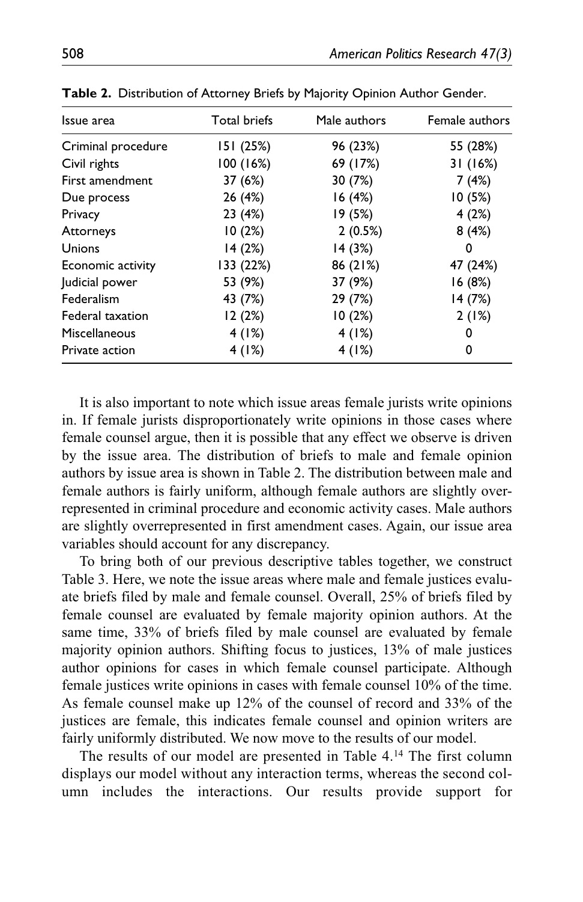**Table 2.** Distribution of Attorney Briefs by Majority Opinion Author Gender.

| Issue area | Total briefs | Male authors | Female authors |
|---|---|---|---|
| Criminal procedure | 151 (25%) | 96 (23%) | 55 (28%) |
| Civil rights | 100 (16%) | 69 (17%) | 31 (16%) |
| First amendment | 37 (6%) | 30 (7%) | 7 (4%) |
| Due process | 26 (4%) | 16 (4%) | 10 (5%) |
| Privacy | 23 (4%) | 19 (5%) | 4 (2%) |
| Attorneys | 10 (2%) | 2 (0.5%) | 8 (4%) |
| Unions | 14 (2%) | 14 (3%) | 0 |
| Economic activity | 133 (22%) | 86 (21%) | 47 (24%) |
| Judicial power | 53 (9%) | 37 (9%) | 16 (8%) |
| Federalism | 43 (7%) | 29 (7%) | 14 (7%) |
| Federal taxation | 12 (2%) | 10 (2%) | 2 (1%) |
| Miscellaneous | 4 (1%) | 4 (1%) | 0 |
| Private action | 4 (1%) | 4 (1%) | 0 |

It is also important to note which issue areas female jurists write opinions in. If female jurists disproportionately write opinions in those cases where female counsel argue, then it is possible that any effect we observe is driven by the issue area. The distribution of briefs to male and female opinion authors by issue area is shown in Table 2. The distribution between male and female authors is fairly uniform, although female authors are slightly overrepresented in criminal procedure and economic activity cases. Male authors are slightly overrepresented in first amendment cases. Again, our issue area variables should account for any discrepancy.

To bring both of our previous descriptive tables together, we construct Table 3. Here, we note the issue areas where male and female justices evaluate briefs filed by male and female counsel. Overall, 25% of briefs filed by female counsel are evaluated by female majority opinion authors. At the same time, 33% of briefs filed by male counsel are evaluated by female majority opinion authors. Shifting focus to justices, 13% of male justices author opinions for cases in which female counsel participate. Although female justices write opinions in cases with female counsel 10% of the time. As female counsel make up 12% of the counsel of record and 33% of the justices are female, this indicates female counsel and opinion writers are fairly uniformly distributed. We now move to the results of our model.

The results of our model are presented in Table 4.[14] The first column displays our model without any interaction terms, whereas the second column includes the interactions. Our results provide support for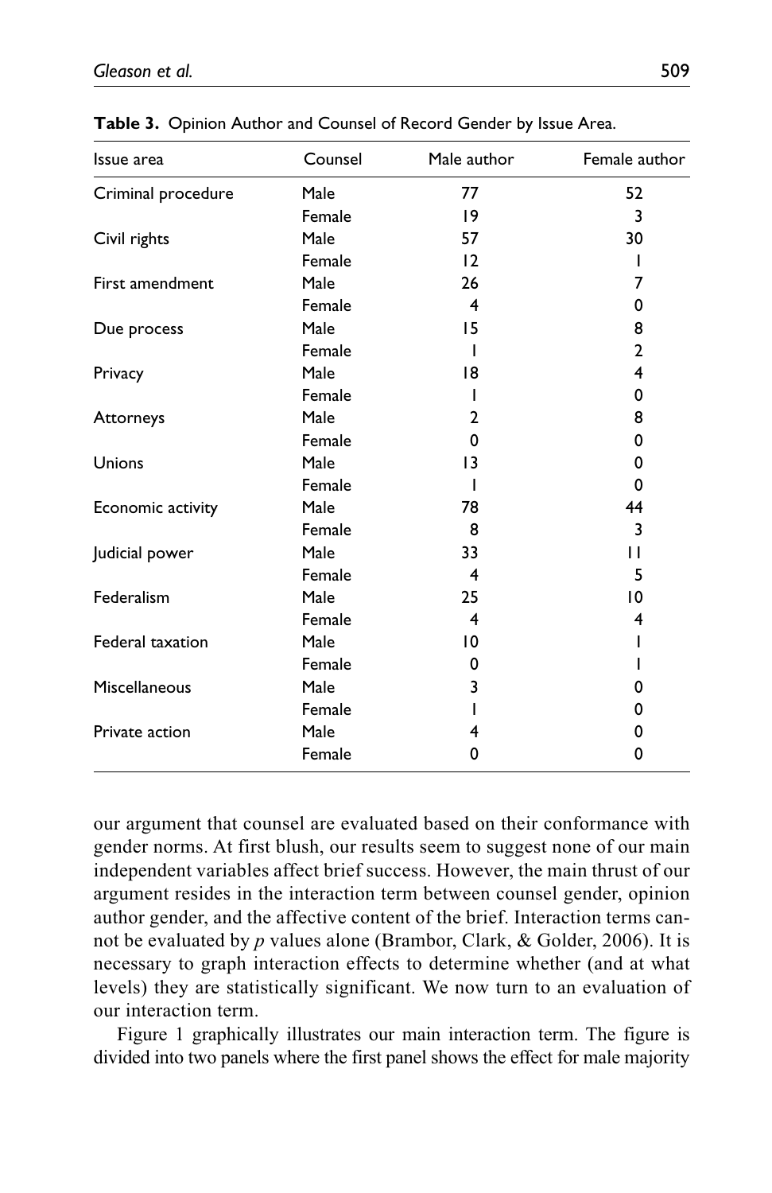**Table 3.** Opinion Author and Counsel of Record Gender by Issue Area.

| Issue area | Counsel | Male author | Female author |
|---|---|---|---|
| Criminal procedure | Male | 77 | 52 |
| | Female | 19 | 3 |
| Civil rights | Male | 57 | 30 |
| | Female | 12 | 1 |
| First amendment | Male | 26 | 7 |
| | Female | 4 | 0 |
| Due process | Male | 15 | 8 |
| | Female | 1 | 2 |
| Privacy | Male | 18 | 4 |
| | Female | 1 | 0 |
| Attorneys | Male | 2 | 8 |
| | Female | 0 | 0 |
| Unions | Male | 13 | 0 |
| | Female | 1 | 0 |
| Economic activity | Male | 78 | 44 |
| | Female | 8 | 3 |
| Judicial power | Male | 33 | 11 |
| | Female | 4 | 5 |
| Federalism | Male | 25 | 10 |
| | Female | 4 | 4 |
| Federal taxation | Male | 10 | 1 |
| | Female | 0 | 1 |
| Miscellaneous | Male | 3 | 0 |
| | Female | 1 | 0 |
| Private action | Male | 4 | 0 |
| | Female | 0 | 0 |

our argument that counsel are evaluated based on their conformance with gender norms. At first blush, our results seem to suggest none of our main independent variables affect brief success. However, the main thrust of our argument resides in the interaction term between counsel gender, opinion author gender, and the affective content of the brief. Interaction terms cannot be evaluated by *p* values alone (Brambor, Clark, & Golder, 2006). It is necessary to graph interaction effects to determine whether (and at what levels) they are statistically significant. We now turn to an evaluation of our interaction term.

Figure 1 graphically illustrates our main interaction term. The figure is divided into two panels where the first panel shows the effect for male majority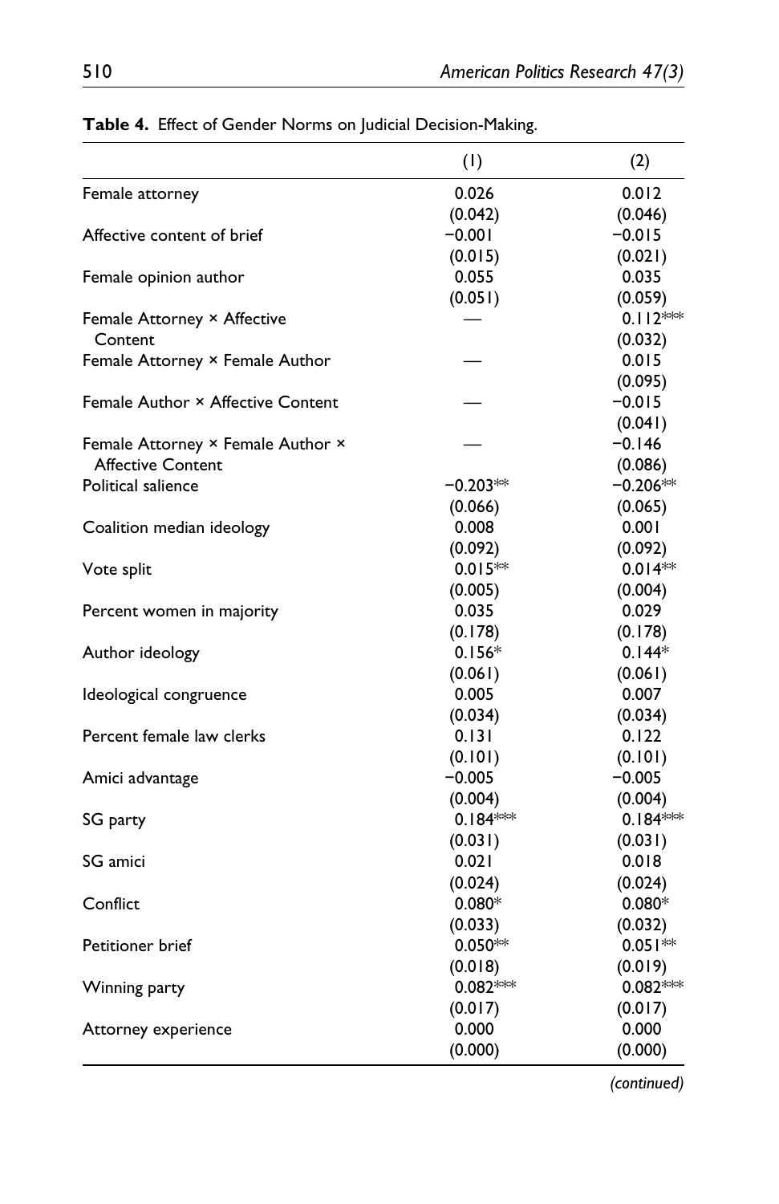**Table 4.** Effect of Gender Norms on Judicial Decision-Making.

| | (1) | (2) |
|---|---|---|
| Female attorney | 0.026 | 0.012 |
| | (0.042) | (0.046) |
| Affective content of brief | −0.001 | −0.015 |
| | (0.015) | (0.021) |
| Female opinion author | 0.055 | 0.035 |
| | (0.051) | (0.059) |
| Female Attorney × Affective Content | — | 0.112*** |
| | | (0.032) |
| Female Attorney × Female Author | — | 0.015 |
| | | (0.095) |
| Female Author × Affective Content | — | −0.015 |
| | | (0.041) |
| Female Attorney × Female Author × Affective Content | — | −0.146 |
| | | (0.086) |
| Political salience | −0.203** | −0.206** |
| | (0.066) | (0.065) |
| Coalition median ideology | 0.008 | 0.001 |
| | (0.092) | (0.092) |
| Vote split | 0.015** | 0.014** |
| | (0.005) | (0.004) |
| Percent women in majority | 0.035 | 0.029 |
| | (0.178) | (0.178) |
| Author ideology | 0.156* | 0.144* |
| | (0.061) | (0.061) |
| Ideological congruence | 0.005 | 0.007 |
| | (0.034) | (0.034) |
| Percent female law clerks | 0.131 | 0.122 |
| | (0.101) | (0.101) |
| Amici advantage | −0.005 | −0.005 |
| | (0.004) | (0.004) |
| SG party | 0.184*** | 0.184*** |
| | (0.031) | (0.031) |
| SG amici | 0.021 | 0.018 |
| | (0.024) | (0.024) |
| Conflict | 0.080* | 0.080* |
| | (0.033) | (0.032) |
| Petitioner brief | 0.050** | 0.051** |
| | (0.018) | (0.019) |
| Winning party | 0.082*** | 0.082*** |
| | (0.017) | (0.017) |
| Attorney experience | 0.000 | 0.000 |
| | (0.000) | (0.000) |

*(continued)*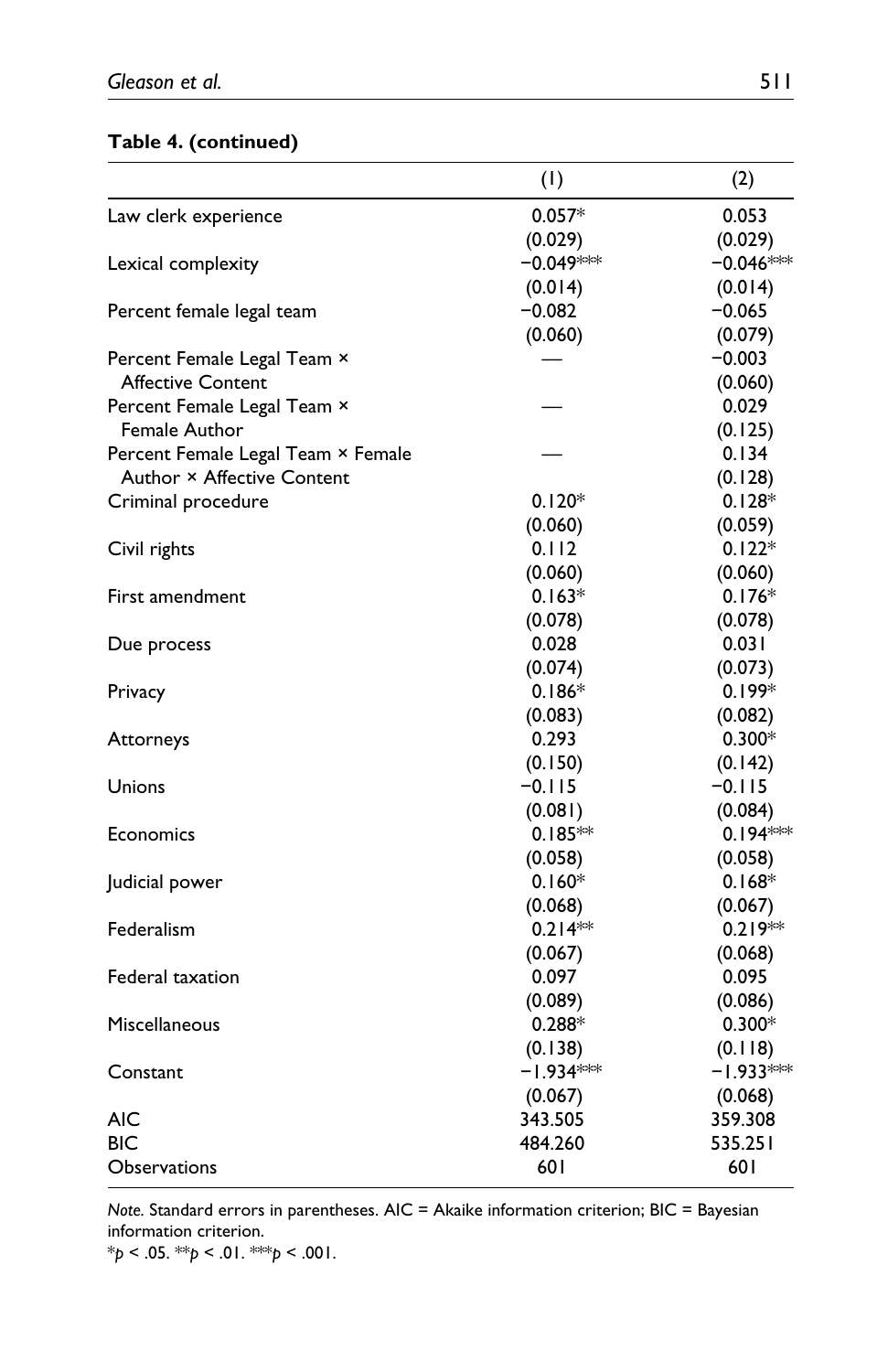**Table 4. (continued)**

| | (1) | (2) |
|---|---|---|
| Law clerk experience | 0.057* | 0.053 |
| | (0.029) | (0.029) |
| Lexical complexity | −0.049*** | −0.046*** |
| | (0.014) | (0.014) |
| Percent female legal team | −0.082 | −0.065 |
| | (0.060) | (0.079) |
| Percent Female Legal Team × Affective Content | — | −0.003 |
| | | (0.060) |
| Percent Female Legal Team × Female Author | — | 0.029 |
| | | (0.125) |
| Percent Female Legal Team × Female Author × Affective Content | — | 0.134 |
| | | (0.128) |
| Criminal procedure | 0.120* | 0.128* |
| | (0.060) | (0.059) |
| Civil rights | 0.112 | 0.122* |
| | (0.060) | (0.060) |
| First amendment | 0.163* | 0.176* |
| | (0.078) | (0.078) |
| Due process | 0.028 | 0.031 |
| | (0.074) | (0.073) |
| Privacy | 0.186* | 0.199* |
| | (0.083) | (0.082) |
| Attorneys | 0.293 | 0.300* |
| | (0.150) | (0.142) |
| Unions | −0.115 | −0.115 |
| | (0.081) | (0.084) |
| Economics | 0.185** | 0.194*** |
| | (0.058) | (0.058) |
| Judicial power | 0.160* | 0.168* |
| | (0.068) | (0.067) |
| Federalism | 0.214** | 0.219** |
| | (0.067) | (0.068) |
| Federal taxation | 0.097 | 0.095 |
| | (0.089) | (0.086) |
| Miscellaneous | 0.288* | 0.300* |
| | (0.138) | (0.118) |
| Constant | −1.934*** | −1.933*** |
| | (0.067) | (0.068) |
| AIC | 343.505 | 359.308 |
| BIC | 484.260 | 535.251 |
| Observations | 601 | 601 |

*Note.* Standard errors in parentheses. AIC = Akaike information criterion; BIC = Bayesian information criterion.
\* $p < .05$. \*\* $p < .01$. \*\*\* $p < .001$.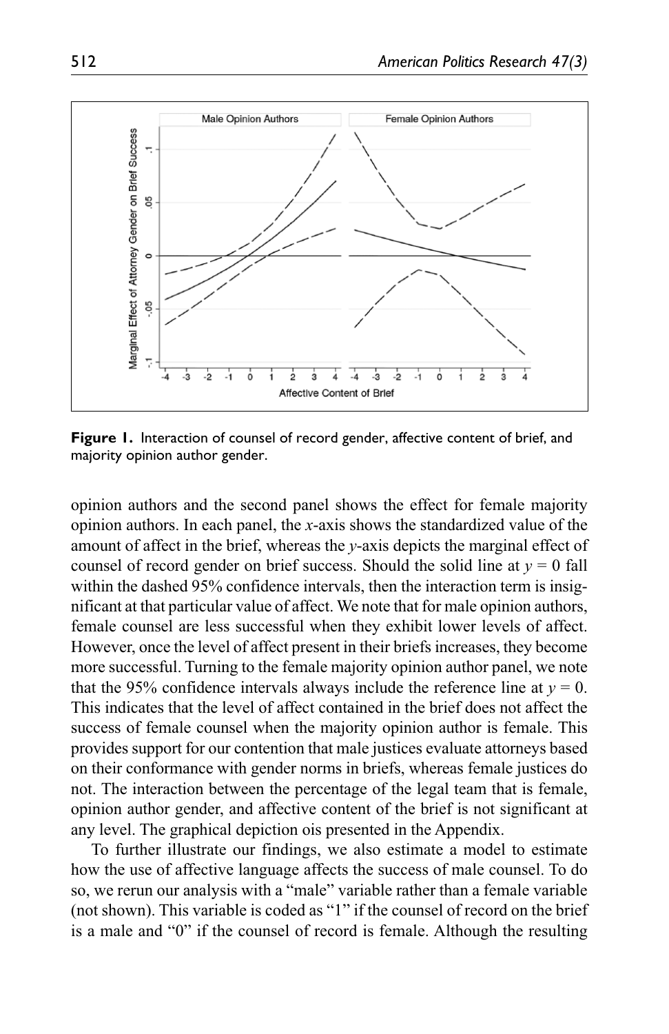**Figure 1.** Interaction of counsel of record gender, affective content of brief, and majority opinion author gender.

opinion authors and the second panel shows the effect for female majority opinion authors. In each panel, the *x*-axis shows the standardized value of the amount of affect in the brief, whereas the *y*-axis depicts the marginal effect of counsel of record gender on brief success. Should the solid line at $y = 0$ fall within the dashed 95% confidence intervals, then the interaction term is insignificant at that particular value of affect. We note that for male opinion authors, female counsel are less successful when they exhibit lower levels of affect. However, once the level of affect present in their briefs increases, they become more successful. Turning to the female majority opinion author panel, we note that the 95% confidence intervals always include the reference line at $y = 0$. This indicates that the level of affect contained in the brief does not affect the success of female counsel when the majority opinion author is female. This provides support for our contention that male justices evaluate attorneys based on their conformance with gender norms in briefs, whereas female justices do not. The interaction between the percentage of the legal team that is female, opinion author gender, and affective content of the brief is not significant at any level. The graphical depiction ois presented in the Appendix.

To further illustrate our findings, we also estimate a model to estimate how the use of affective language affects the success of male counsel. To do so, we rerun our analysis with a "male" variable rather than a female variable (not shown). This variable is coded as "1" if the counsel of record on the brief is a male and "0" if the counsel of record is female. Although the resulting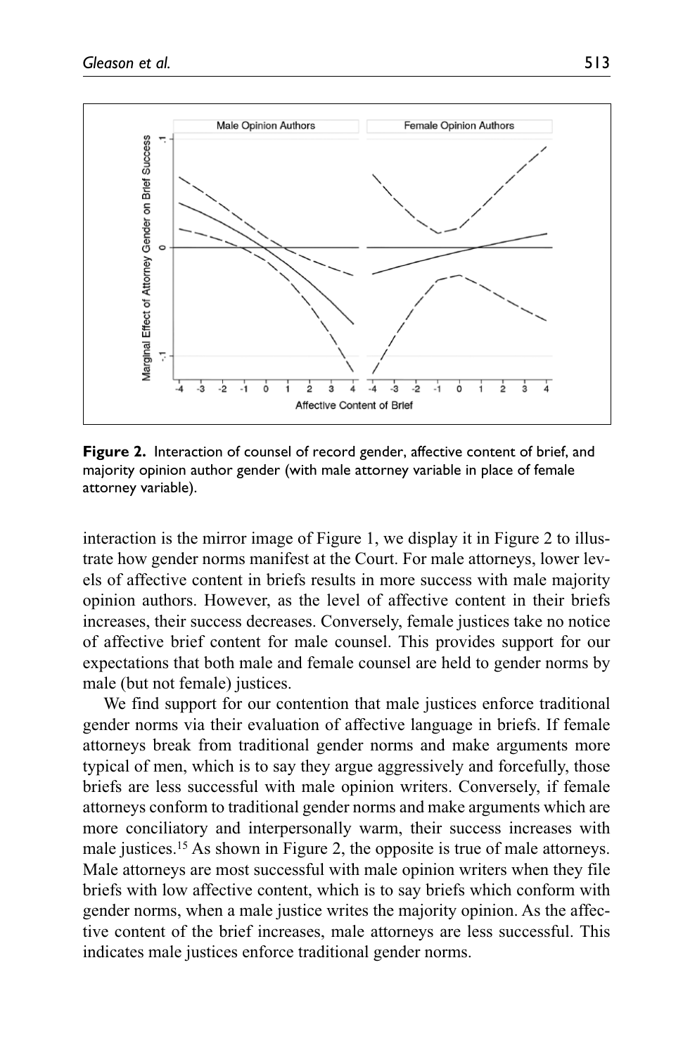**Figure 2.** Interaction of counsel of record gender, affective content of brief, and majority opinion author gender (with male attorney variable in place of female attorney variable).

interaction is the mirror image of Figure 1, we display it in Figure 2 to illustrate how gender norms manifest at the Court. For male attorneys, lower levels of affective content in briefs results in more success with male majority opinion authors. However, as the level of affective content in their briefs increases, their success decreases. Conversely, female justices take no notice of affective brief content for male counsel. This provides support for our expectations that both male and female counsel are held to gender norms by male (but not female) justices.

We find support for our contention that male justices enforce traditional gender norms via their evaluation of affective language in briefs. If female attorneys break from traditional gender norms and make arguments more typical of men, which is to say they argue aggressively and forcefully, those briefs are less successful with male opinion writers. Conversely, if female attorneys conform to traditional gender norms and make arguments which are more conciliatory and interpersonally warm, their success increases with male justices.[15] As shown in Figure 2, the opposite is true of male attorneys. Male attorneys are most successful with male opinion writers when they file briefs with low affective content, which is to say briefs which conform with gender norms, when a male justice writes the majority opinion. As the affective content of the brief increases, male attorneys are less successful. This indicates male justices enforce traditional gender norms.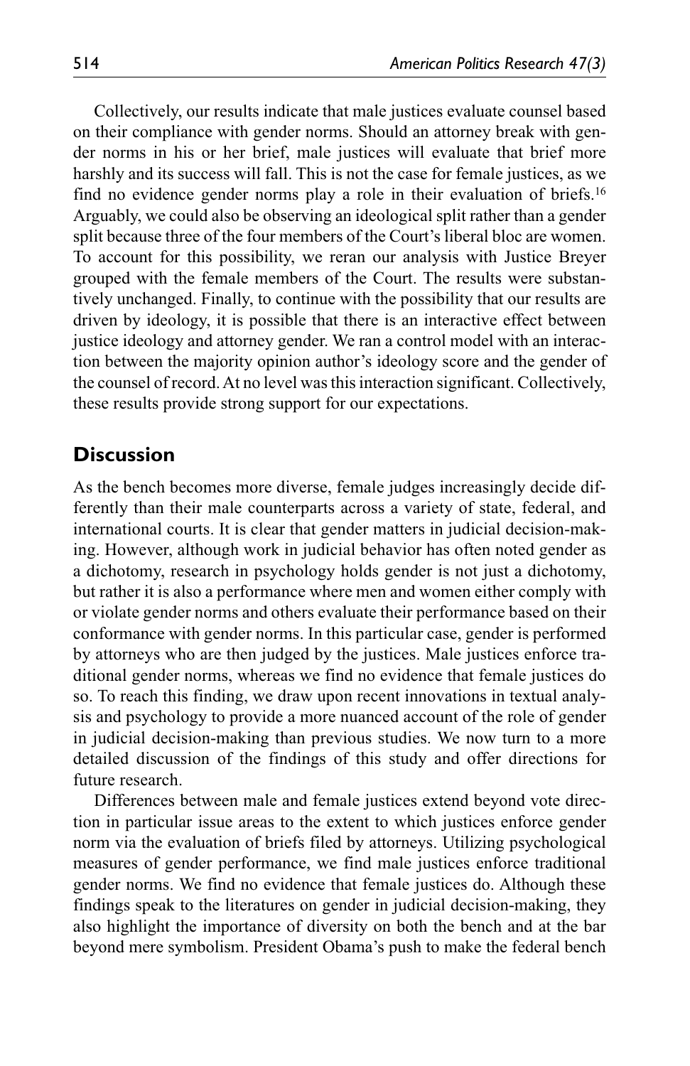Collectively, our results indicate that male justices evaluate counsel based on their compliance with gender norms. Should an attorney break with gender norms in his or her brief, male justices will evaluate that brief more harshly and its success will fall. This is not the case for female justices, as we find no evidence gender norms play a role in their evaluation of briefs.[16] Arguably, we could also be observing an ideological split rather than a gender split because three of the four members of the Court's liberal bloc are women. To account for this possibility, we reran our analysis with Justice Breyer grouped with the female members of the Court. The results were substantively unchanged. Finally, to continue with the possibility that our results are driven by ideology, it is possible that there is an interactive effect between justice ideology and attorney gender. We ran a control model with an interaction between the majority opinion author's ideology score and the gender of the counsel of record. At no level was this interaction significant. Collectively, these results provide strong support for our expectations.

## Discussion

As the bench becomes more diverse, female judges increasingly decide differently than their male counterparts across a variety of state, federal, and international courts. It is clear that gender matters in judicial decision-making. However, although work in judicial behavior has often noted gender as a dichotomy, research in psychology holds gender is not just a dichotomy, but rather it is also a performance where men and women either comply with or violate gender norms and others evaluate their performance based on their conformance with gender norms. In this particular case, gender is performed by attorneys who are then judged by the justices. Male justices enforce traditional gender norms, whereas we find no evidence that female justices do so. To reach this finding, we draw upon recent innovations in textual analysis and psychology to provide a more nuanced account of the role of gender in judicial decision-making than previous studies. We now turn to a more detailed discussion of the findings of this study and offer directions for future research.

Differences between male and female justices extend beyond vote direction in particular issue areas to the extent to which justices enforce gender norm via the evaluation of briefs filed by attorneys. Utilizing psychological measures of gender performance, we find male justices enforce traditional gender norms. We find no evidence that female justices do. Although these findings speak to the literatures on gender in judicial decision-making, they also highlight the importance of diversity on both the bench and at the bar beyond mere symbolism. President Obama's push to make the federal bench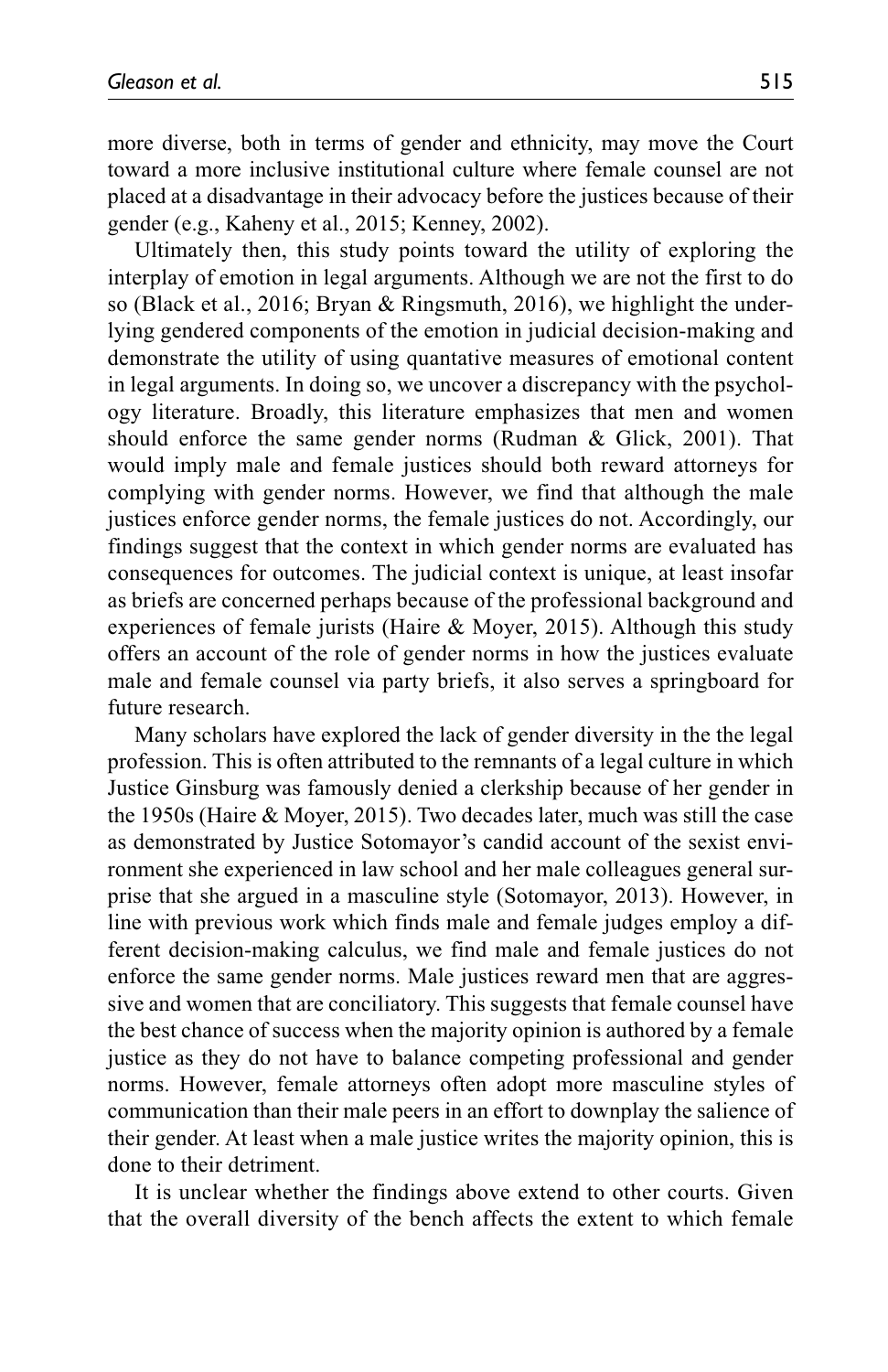more diverse, both in terms of gender and ethnicity, may move the Court toward a more inclusive institutional culture where female counsel are not placed at a disadvantage in their advocacy before the justices because of their gender (e.g., Kaheny et al., 2015; Kenney, 2002).

Ultimately then, this study points toward the utility of exploring the interplay of emotion in legal arguments. Although we are not the first to do so (Black et al., 2016; Bryan & Ringsmuth, 2016), we highlight the underlying gendered components of the emotion in judicial decision-making and demonstrate the utility of using quantative measures of emotional content in legal arguments. In doing so, we uncover a discrepancy with the psychology literature. Broadly, this literature emphasizes that men and women should enforce the same gender norms (Rudman & Glick, 2001). That would imply male and female justices should both reward attorneys for complying with gender norms. However, we find that although the male justices enforce gender norms, the female justices do not. Accordingly, our findings suggest that the context in which gender norms are evaluated has consequences for outcomes. The judicial context is unique, at least insofar as briefs are concerned perhaps because of the professional background and experiences of female jurists (Haire & Moyer, 2015). Although this study offers an account of the role of gender norms in how the justices evaluate male and female counsel via party briefs, it also serves a springboard for future research.

Many scholars have explored the lack of gender diversity in the the legal profession. This is often attributed to the remnants of a legal culture in which Justice Ginsburg was famously denied a clerkship because of her gender in the 1950s (Haire & Moyer, 2015). Two decades later, much was still the case as demonstrated by Justice Sotomayor's candid account of the sexist environment she experienced in law school and her male colleagues general surprise that she argued in a masculine style (Sotomayor, 2013). However, in line with previous work which finds male and female judges employ a different decision-making calculus, we find male and female justices do not enforce the same gender norms. Male justices reward men that are aggressive and women that are conciliatory. This suggests that female counsel have the best chance of success when the majority opinion is authored by a female justice as they do not have to balance competing professional and gender norms. However, female attorneys often adopt more masculine styles of communication than their male peers in an effort to downplay the salience of their gender. At least when a male justice writes the majority opinion, this is done to their detriment.

It is unclear whether the findings above extend to other courts. Given that the overall diversity of the bench affects the extent to which female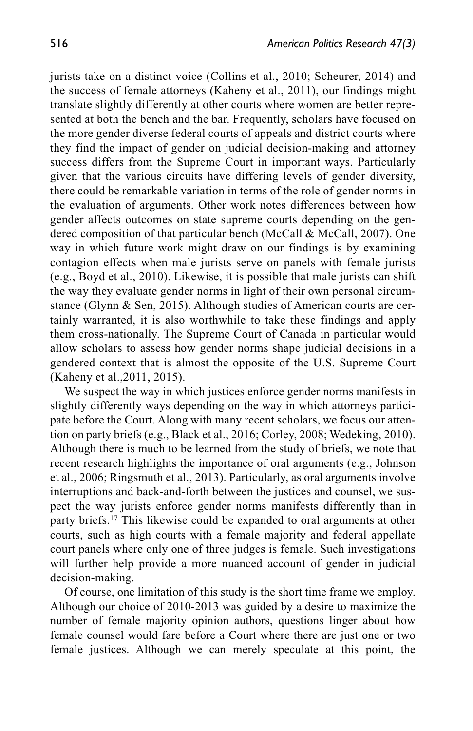jurists take on a distinct voice (Collins et al., 2010; Scheurer, 2014) and the success of female attorneys (Kaheny et al., 2011), our findings might translate slightly differently at other courts where women are better represented at both the bench and the bar. Frequently, scholars have focused on the more gender diverse federal courts of appeals and district courts where they find the impact of gender on judicial decision-making and attorney success differs from the Supreme Court in important ways. Particularly given that the various circuits have differing levels of gender diversity, there could be remarkable variation in terms of the role of gender norms in the evaluation of arguments. Other work notes differences between how gender affects outcomes on state supreme courts depending on the gendered composition of that particular bench (McCall & McCall, 2007). One way in which future work might draw on our findings is by examining contagion effects when male jurists serve on panels with female jurists (e.g., Boyd et al., 2010). Likewise, it is possible that male jurists can shift the way they evaluate gender norms in light of their own personal circumstance (Glynn & Sen, 2015). Although studies of American courts are certainly warranted, it is also worthwhile to take these findings and apply them cross-nationally. The Supreme Court of Canada in particular would allow scholars to assess how gender norms shape judicial decisions in a gendered context that is almost the opposite of the U.S. Supreme Court (Kaheny et al.,2011, 2015).

We suspect the way in which justices enforce gender norms manifests in slightly differently ways depending on the way in which attorneys participate before the Court. Along with many recent scholars, we focus our attention on party briefs (e.g., Black et al., 2016; Corley, 2008; Wedeking, 2010). Although there is much to be learned from the study of briefs, we note that recent research highlights the importance of oral arguments (e.g., Johnson et al., 2006; Ringsmuth et al., 2013). Particularly, as oral arguments involve interruptions and back-and-forth between the justices and counsel, we suspect the way jurists enforce gender norms manifests differently than in party briefs.[17] This likewise could be expanded to oral arguments at other courts, such as high courts with a female majority and federal appellate court panels where only one of three judges is female. Such investigations will further help provide a more nuanced account of gender in judicial decision-making.

Of course, one limitation of this study is the short time frame we employ. Although our choice of 2010-2013 was guided by a desire to maximize the number of female majority opinion authors, questions linger about how female counsel would fare before a Court where there are just one or two female justices. Although we can merely speculate at this point, the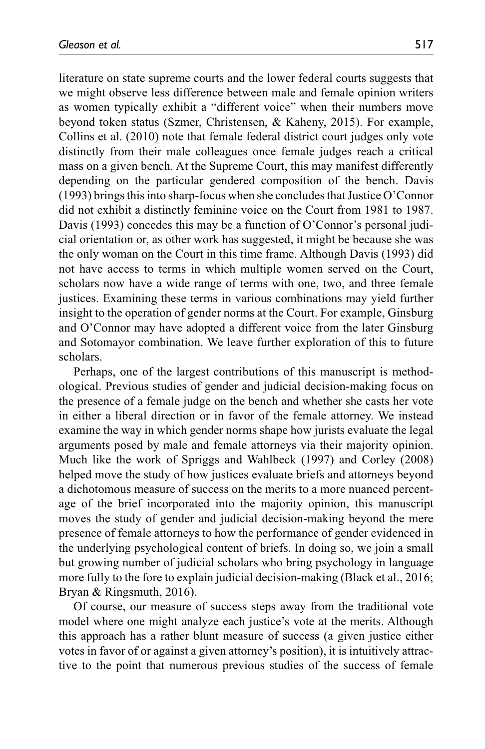literature on state supreme courts and the lower federal courts suggests that we might observe less difference between male and female opinion writers as women typically exhibit a "different voice" when their numbers move beyond token status (Szmer, Christensen, & Kaheny, 2015). For example, Collins et al. (2010) note that female federal district court judges only vote distinctly from their male colleagues once female judges reach a critical mass on a given bench. At the Supreme Court, this may manifest differently depending on the particular gendered composition of the bench. Davis (1993) brings this into sharp-focus when she concludes that Justice O'Connor did not exhibit a distinctly feminine voice on the Court from 1981 to 1987. Davis (1993) concedes this may be a function of O'Connor's personal judicial orientation or, as other work has suggested, it might be because she was the only woman on the Court in this time frame. Although Davis (1993) did not have access to terms in which multiple women served on the Court, scholars now have a wide range of terms with one, two, and three female justices. Examining these terms in various combinations may yield further insight to the operation of gender norms at the Court. For example, Ginsburg and O'Connor may have adopted a different voice from the later Ginsburg and Sotomayor combination. We leave further exploration of this to future scholars.

Perhaps, one of the largest contributions of this manuscript is methodological. Previous studies of gender and judicial decision-making focus on the presence of a female judge on the bench and whether she casts her vote in either a liberal direction or in favor of the female attorney. We instead examine the way in which gender norms shape how jurists evaluate the legal arguments posed by male and female attorneys via their majority opinion. Much like the work of Spriggs and Wahlbeck (1997) and Corley (2008) helped move the study of how justices evaluate briefs and attorneys beyond a dichotomous measure of success on the merits to a more nuanced percentage of the brief incorporated into the majority opinion, this manuscript moves the study of gender and judicial decision-making beyond the mere presence of female attorneys to how the performance of gender evidenced in the underlying psychological content of briefs. In doing so, we join a small but growing number of judicial scholars who bring psychology in language more fully to the fore to explain judicial decision-making (Black et al., 2016; Bryan & Ringsmuth, 2016).

Of course, our measure of success steps away from the traditional vote model where one might analyze each justice's vote at the merits. Although this approach has a rather blunt measure of success (a given justice either votes in favor of or against a given attorney's position), it is intuitively attractive to the point that numerous previous studies of the success of female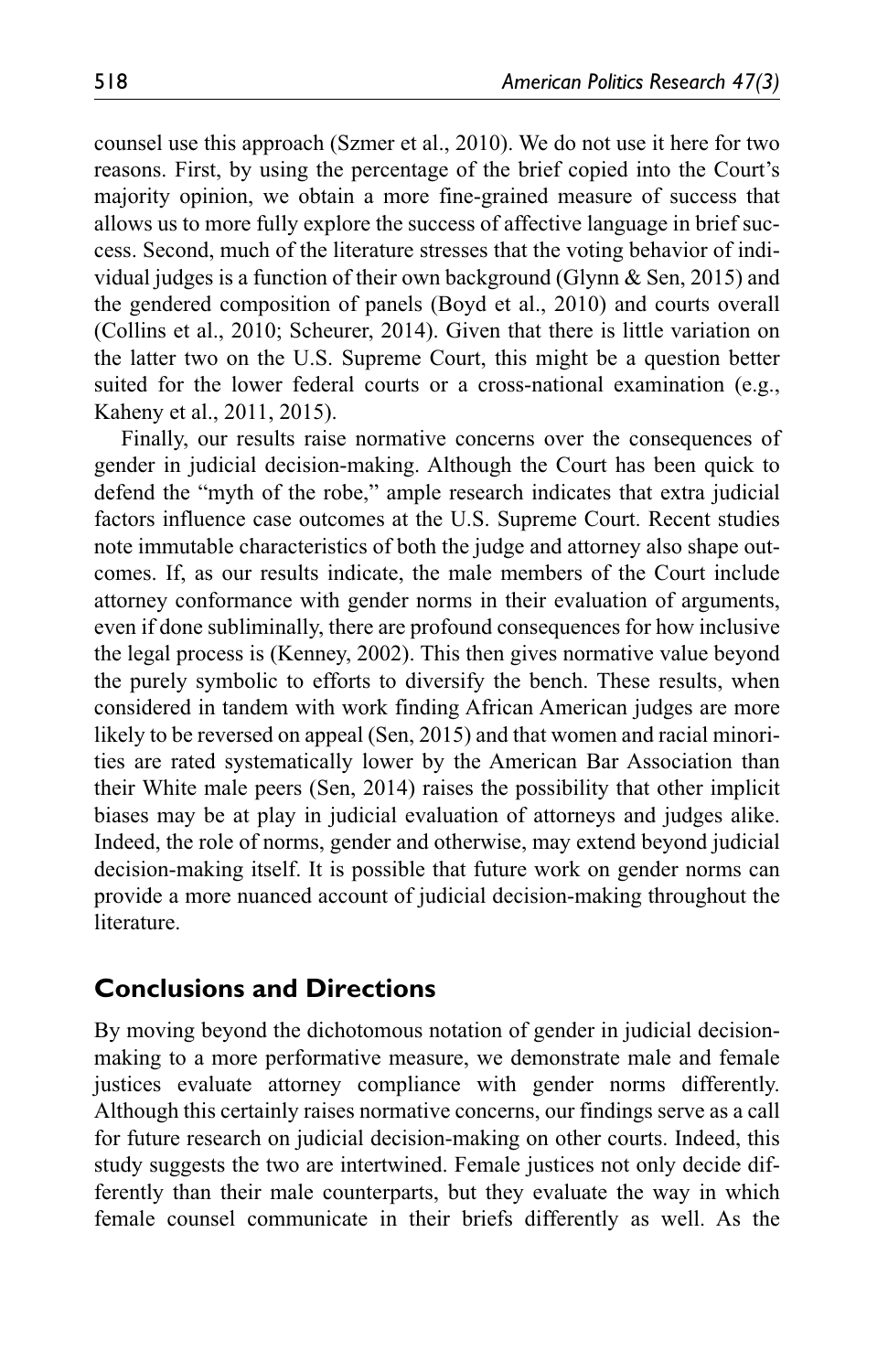counsel use this approach (Szmer et al., 2010). We do not use it here for two reasons. First, by using the percentage of the brief copied into the Court's majority opinion, we obtain a more fine-grained measure of success that allows us to more fully explore the success of affective language in brief success. Second, much of the literature stresses that the voting behavior of individual judges is a function of their own background (Glynn & Sen, 2015) and the gendered composition of panels (Boyd et al., 2010) and courts overall (Collins et al., 2010; Scheurer, 2014). Given that there is little variation on the latter two on the U.S. Supreme Court, this might be a question better suited for the lower federal courts or a cross-national examination (e.g., Kaheny et al., 2011, 2015).

Finally, our results raise normative concerns over the consequences of gender in judicial decision-making. Although the Court has been quick to defend the "myth of the robe," ample research indicates that extra judicial factors influence case outcomes at the U.S. Supreme Court. Recent studies note immutable characteristics of both the judge and attorney also shape outcomes. If, as our results indicate, the male members of the Court include attorney conformance with gender norms in their evaluation of arguments, even if done subliminally, there are profound consequences for how inclusive the legal process is (Kenney, 2002). This then gives normative value beyond the purely symbolic to efforts to diversify the bench. These results, when considered in tandem with work finding African American judges are more likely to be reversed on appeal (Sen, 2015) and that women and racial minorities are rated systematically lower by the American Bar Association than their White male peers (Sen, 2014) raises the possibility that other implicit biases may be at play in judicial evaluation of attorneys and judges alike. Indeed, the role of norms, gender and otherwise, may extend beyond judicial decision-making itself. It is possible that future work on gender norms can provide a more nuanced account of judicial decision-making throughout the literature.

## Conclusions and Directions

By moving beyond the dichotomous notation of gender in judicial decision-making to a more performative measure, we demonstrate male and female justices evaluate attorney compliance with gender norms differently. Although this certainly raises normative concerns, our findings serve as a call for future research on judicial decision-making on other courts. Indeed, this study suggests the two are intertwined. Female justices not only decide differently than their male counterparts, but they evaluate the way in which female counsel communicate in their briefs differently as well. As the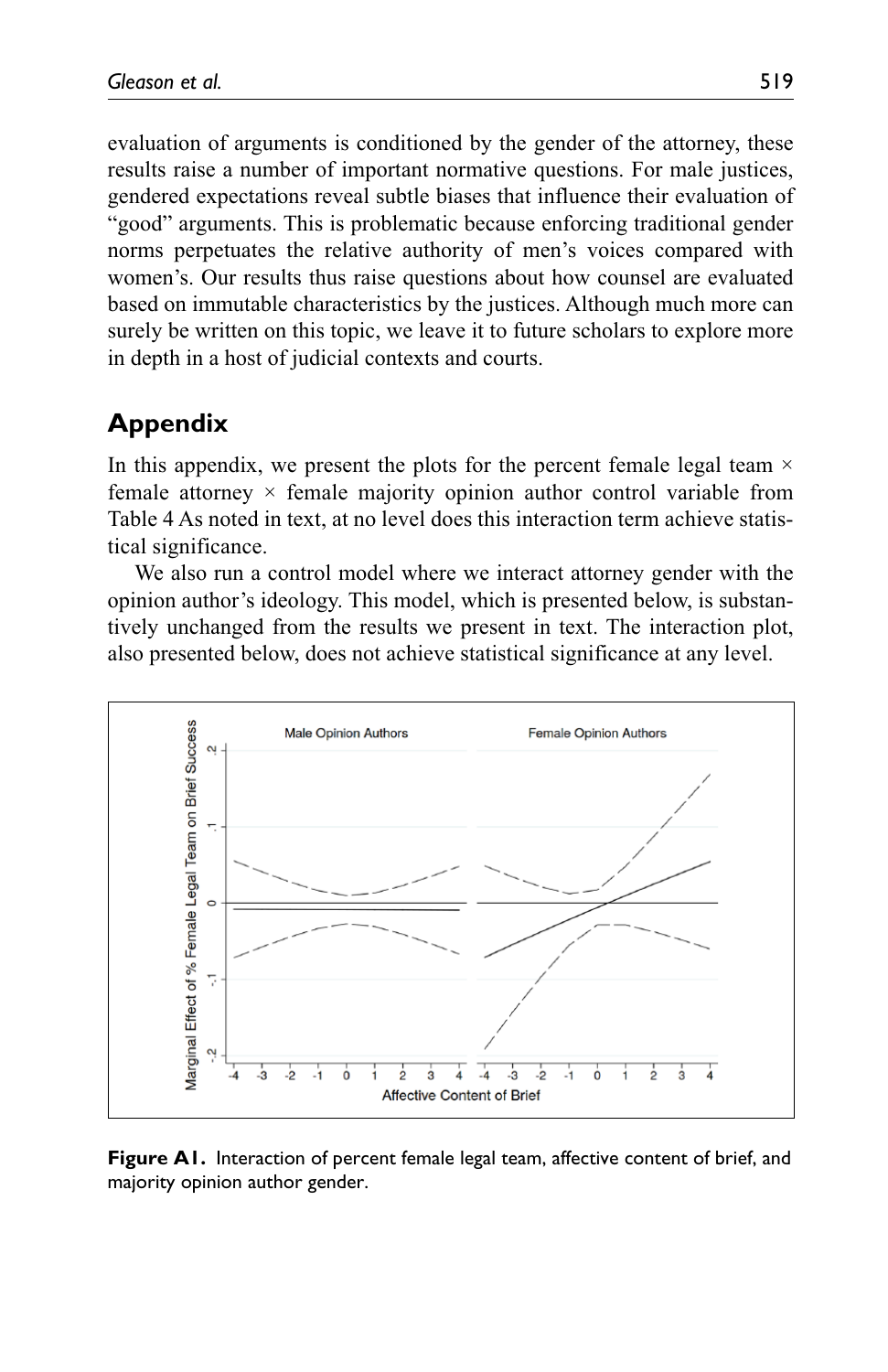evaluation of arguments is conditioned by the gender of the attorney, these results raise a number of important normative questions. For male justices, gendered expectations reveal subtle biases that influence their evaluation of "good" arguments. This is problematic because enforcing traditional gender norms perpetuates the relative authority of men's voices compared with women's. Our results thus raise questions about how counsel are evaluated based on immutable characteristics by the justices. Although much more can surely be written on this topic, we leave it to future scholars to explore more in depth in a host of judicial contexts and courts.

## Appendix

In this appendix, we present the plots for the percent female legal team × female attorney × female majority opinion author control variable from Table 4 As noted in text, at no level does this interaction term achieve statistical significance.

We also run a control model where we interact attorney gender with the opinion author's ideology. This model, which is presented below, is substantively unchanged from the results we present in text. The interaction plot, also presented below, does not achieve statistical significance at any level.

**Figure A1.** Interaction of percent female legal team, affective content of brief, and majority opinion author gender.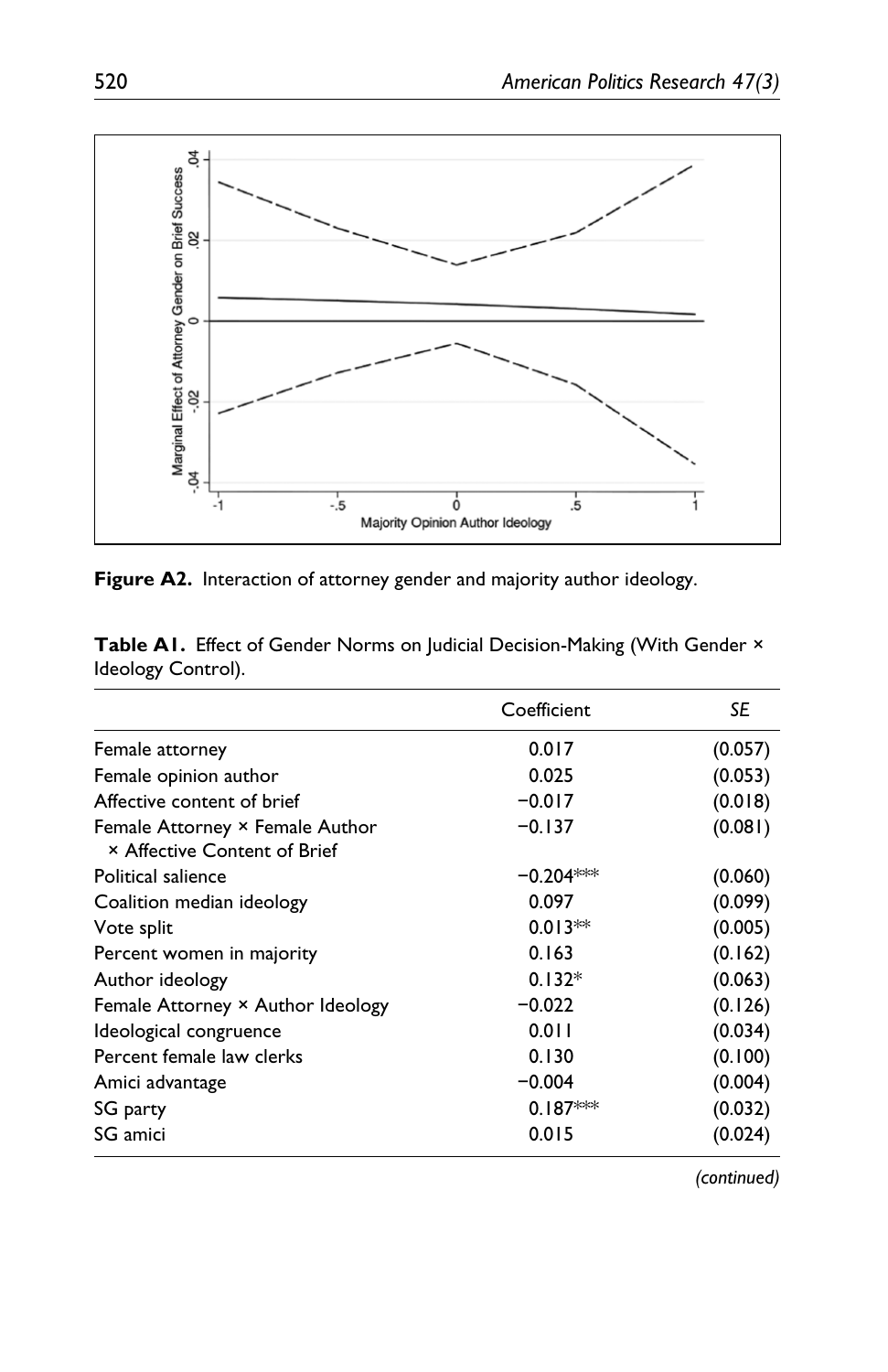**Figure A2.** Interaction of attorney gender and majority author ideology.

**Table A1.** Effect of Gender Norms on Judicial Decision-Making (With Gender × Ideology Control).

| | Coefficient | SE |
|---|---|---|
| Female attorney | 0.017 | (0.057) |
| Female opinion author | 0.025 | (0.053) |
| Affective content of brief | −0.017 | (0.018) |
| Female Attorney × Female Author × Affective Content of Brief | −0.137 | (0.081) |
| Political salience | −0.204*** | (0.060) |
| Coalition median ideology | 0.097 | (0.099) |
| Vote split | 0.013** | (0.005) |
| Percent women in majority | 0.163 | (0.162) |
| Author ideology | 0.132* | (0.063) |
| Female Attorney × Author Ideology | −0.022 | (0.126) |
| Ideological congruence | 0.011 | (0.034) |
| Percent female law clerks | 0.130 | (0.100) |
| Amici advantage | −0.004 | (0.004) |
| SG party | 0.187*** | (0.032) |
| SG amici | 0.015 | (0.024) |

*(continued)*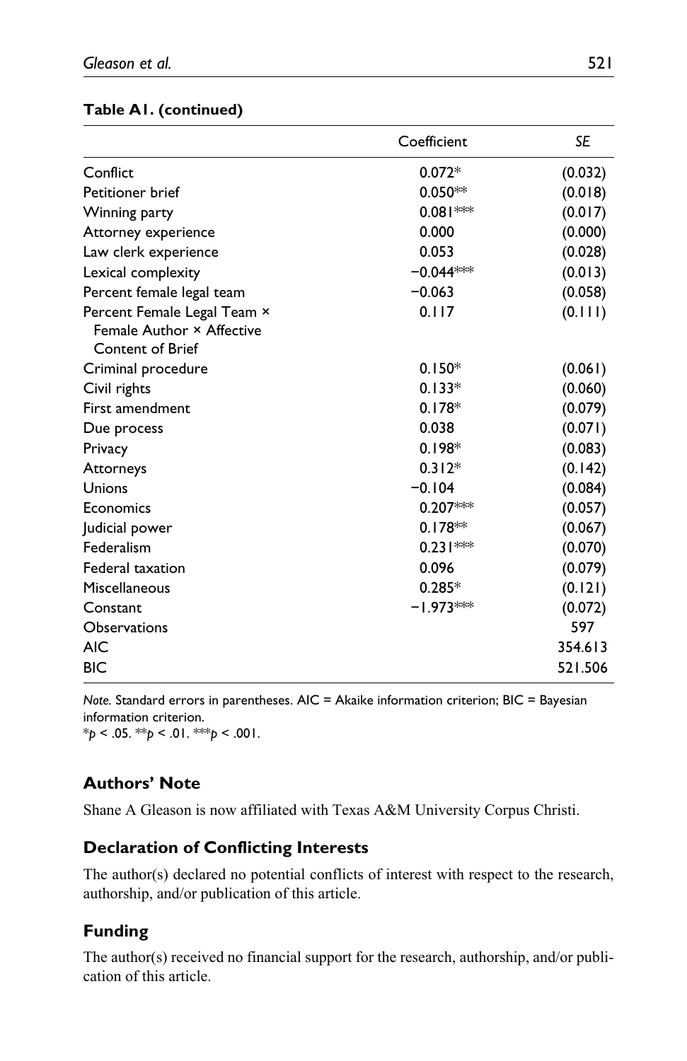**Table A1. (continued)**

| | Coefficient | *SE* |
|---|---|---|
| Conflict | 0.072* | (0.032) |
| Petitioner brief | 0.050** | (0.018) |
| Winning party | 0.081*** | (0.017) |
| Attorney experience | 0.000 | (0.000) |
| Law clerk experience | 0.053 | (0.028) |
| Lexical complexity | −0.044*** | (0.013) |
| Percent female legal team | −0.063 | (0.058) |
| Percent Female Legal Team × Female Author × Affective Content of Brief | 0.117 | (0.111) |
| Criminal procedure | 0.150* | (0.061) |
| Civil rights | 0.133* | (0.060) |
| First amendment | 0.178* | (0.079) |
| Due process | 0.038 | (0.071) |
| Privacy | 0.198* | (0.083) |
| Attorneys | 0.312* | (0.142) |
| Unions | −0.104 | (0.084) |
| Economics | 0.207*** | (0.057) |
| Judicial power | 0.178** | (0.067) |
| Federalism | 0.231*** | (0.070) |
| Federal taxation | 0.096 | (0.079) |
| Miscellaneous | 0.285* | (0.121) |
| Constant | −1.973*** | (0.072) |
| Observations | | 597 |
| AIC | | 354.613 |
| BIC | | 521.506 |

*Note.* Standard errors in parentheses. AIC = Akaike information criterion; BIC = Bayesian information criterion.
*$p < .05$. **$p < .01$. ***$p < .001$.

## Authors' Note

Shane A Gleason is now affiliated with Texas A&M University Corpus Christi.

## Declaration of Conflicting Interests

The author(s) declared no potential conflicts of interest with respect to the research, authorship, and/or publication of this article.

## Funding

The author(s) received no financial support for the research, authorship, and/or publication of this article.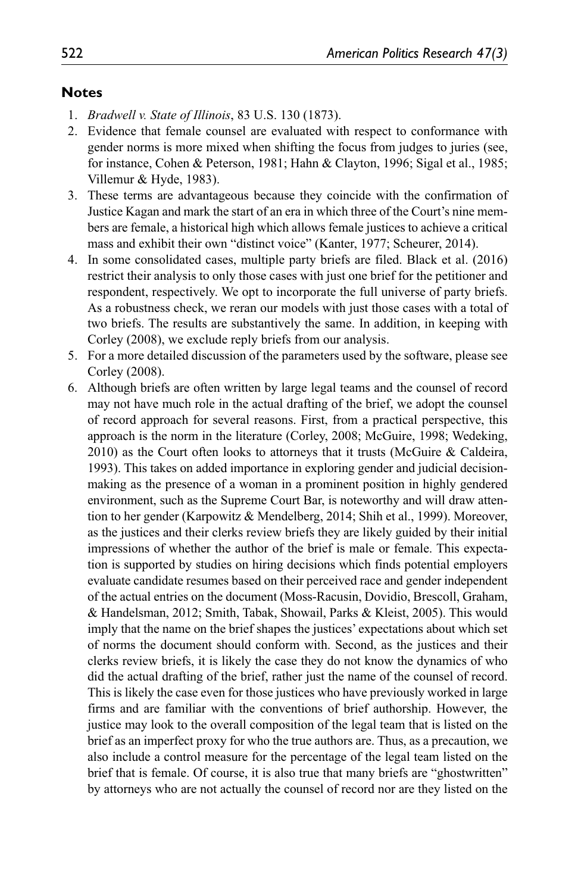## Notes

1. *Bradwell v. State of Illinois*, 83 U.S. 130 (1873).
2. Evidence that female counsel are evaluated with respect to conformance with gender norms is more mixed when shifting the focus from judges to juries (see, for instance, Cohen & Peterson, 1981; Hahn & Clayton, 1996; Sigal et al., 1985; Villemur & Hyde, 1983).
3. These terms are advantageous because they coincide with the confirmation of Justice Kagan and mark the start of an era in which three of the Court's nine members are female, a historical high which allows female justices to achieve a critical mass and exhibit their own "distinct voice" (Kanter, 1977; Scheurer, 2014).
4. In some consolidated cases, multiple party briefs are filed. Black et al. (2016) restrict their analysis to only those cases with just one brief for the petitioner and respondent, respectively. We opt to incorporate the full universe of party briefs. As a robustness check, we reran our models with just those cases with a total of two briefs. The results are substantively the same. In addition, in keeping with Corley (2008), we exclude reply briefs from our analysis.
5. For a more detailed discussion of the parameters used by the software, please see Corley (2008).
6. Although briefs are often written by large legal teams and the counsel of record may not have much role in the actual drafting of the brief, we adopt the counsel of record approach for several reasons. First, from a practical perspective, this approach is the norm in the literature (Corley, 2008; McGuire, 1998; Wedeking, 2010) as the Court often looks to attorneys that it trusts (McGuire & Caldeira, 1993). This takes on added importance in exploring gender and judicial decision-making as the presence of a woman in a prominent position in highly gendered environment, such as the Supreme Court Bar, is noteworthy and will draw attention to her gender (Karpowitz & Mendelberg, 2014; Shih et al., 1999). Moreover, as the justices and their clerks review briefs they are likely guided by their initial impressions of whether the author of the brief is male or female. This expectation is supported by studies on hiring decisions which finds potential employers evaluate candidate resumes based on their perceived race and gender independent of the actual entries on the document (Moss-Racusin, Dovidio, Brescoll, Graham, & Handelsman, 2012; Smith, Tabak, Showail, Parks & Kleist, 2005). This would imply that the name on the brief shapes the justices' expectations about which set of norms the document should conform with. Second, as the justices and their clerks review briefs, it is likely the case they do not know the dynamics of who did the actual drafting of the brief, rather just the name of the counsel of record. This is likely the case even for those justices who have previously worked in large firms and are familiar with the conventions of brief authorship. However, the justice may look to the overall composition of the legal team that is listed on the brief as an imperfect proxy for who the true authors are. Thus, as a precaution, we also include a control measure for the percentage of the legal team listed on the brief that is female. Of course, it is also true that many briefs are "ghostwritten" by attorneys who are not actually the counsel of record nor are they listed on the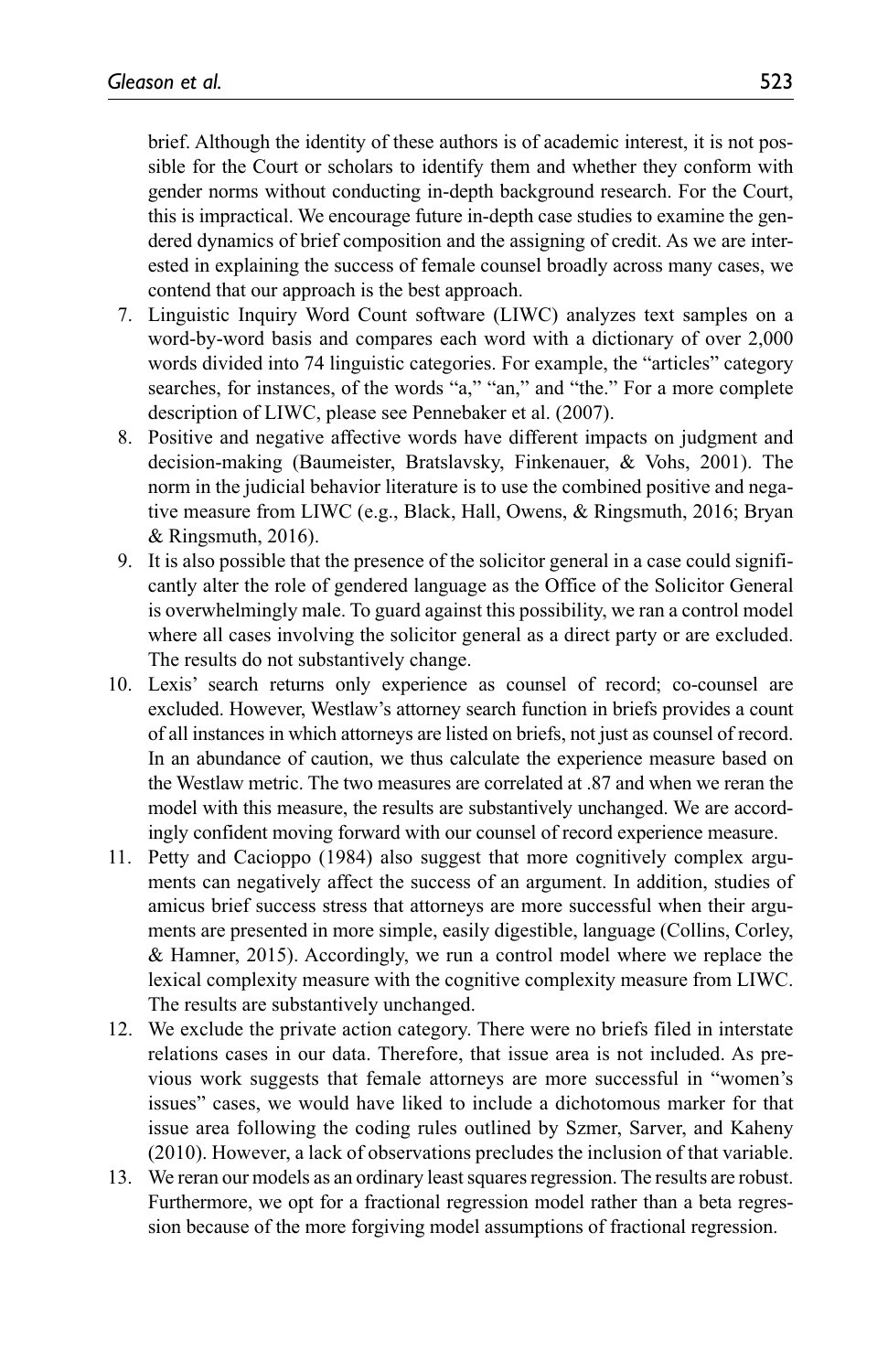brief. Although the identity of these authors is of academic interest, it is not possible for the Court or scholars to identify them and whether they conform with gender norms without conducting in-depth background research. For the Court, this is impractical. We encourage future in-depth case studies to examine the gendered dynamics of brief composition and the assigning of credit. As we are interested in explaining the success of female counsel broadly across many cases, we contend that our approach is the best approach.

7. Linguistic Inquiry Word Count software (LIWC) analyzes text samples on a word-by-word basis and compares each word with a dictionary of over 2,000 words divided into 74 linguistic categories. For example, the "articles" category searches, for instances, of the words "a," "an," and "the." For a more complete description of LIWC, please see Pennebaker et al. (2007).
8. Positive and negative affective words have different impacts on judgment and decision-making (Baumeister, Bratslavsky, Finkenauer, & Vohs, 2001). The norm in the judicial behavior literature is to use the combined positive and negative measure from LIWC (e.g., Black, Hall, Owens, & Ringsmuth, 2016; Bryan & Ringsmuth, 2016).
9. It is also possible that the presence of the solicitor general in a case could significantly alter the role of gendered language as the Office of the Solicitor General is overwhelmingly male. To guard against this possibility, we ran a control model where all cases involving the solicitor general as a direct party or are excluded. The results do not substantively change.
10. Lexis' search returns only experience as counsel of record; co-counsel are excluded. However, Westlaw's attorney search function in briefs provides a count of all instances in which attorneys are listed on briefs, not just as counsel of record. In an abundance of caution, we thus calculate the experience measure based on the Westlaw metric. The two measures are correlated at .87 and when we reran the model with this measure, the results are substantively unchanged. We are accordingly confident moving forward with our counsel of record experience measure.
11. Petty and Cacioppo (1984) also suggest that more cognitively complex arguments can negatively affect the success of an argument. In addition, studies of amicus brief success stress that attorneys are more successful when their arguments are presented in more simple, easily digestible, language (Collins, Corley, & Hamner, 2015). Accordingly, we run a control model where we replace the lexical complexity measure with the cognitive complexity measure from LIWC. The results are substantively unchanged.
12. We exclude the private action category. There were no briefs filed in interstate relations cases in our data. Therefore, that issue area is not included. As previous work suggests that female attorneys are more successful in "women's issues" cases, we would have liked to include a dichotomous marker for that issue area following the coding rules outlined by Szmer, Sarver, and Kaheny (2010). However, a lack of observations precludes the inclusion of that variable.
13. We reran our models as an ordinary least squares regression. The results are robust. Furthermore, we opt for a fractional regression model rather than a beta regression because of the more forgiving model assumptions of fractional regression.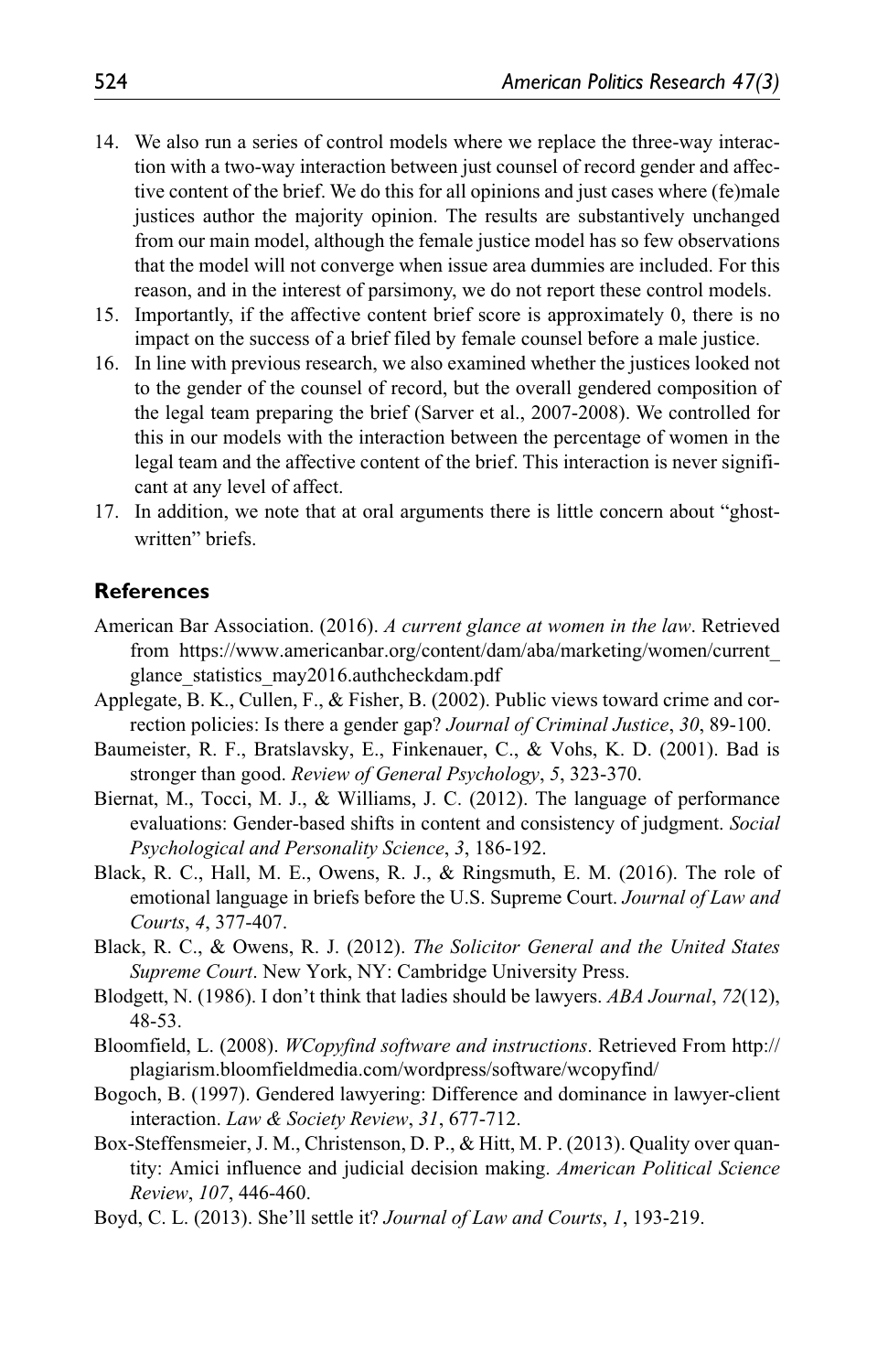14. We also run a series of control models where we replace the three-way interaction with a two-way interaction between just counsel of record gender and affective content of the brief. We do this for all opinions and just cases where (fe)male justices author the majority opinion. The results are substantively unchanged from our main model, although the female justice model has so few observations that the model will not converge when issue area dummies are included. For this reason, and in the interest of parsimony, we do not report these control models.
15. Importantly, if the affective content brief score is approximately 0, there is no impact on the success of a brief filed by female counsel before a male justice.
16. In line with previous research, we also examined whether the justices looked not to the gender of the counsel of record, but the overall gendered composition of the legal team preparing the brief (Sarver et al., 2007-2008). We controlled for this in our models with the interaction between the percentage of women in the legal team and the affective content of the brief. This interaction is never significant at any level of affect.
17. In addition, we note that at oral arguments there is little concern about "ghost-written" briefs.

## References

American Bar Association. (2016). *A current glance at women in the law*. Retrieved from https://www.americanbar.org/content/dam/aba/marketing/women/current_glance_statistics_may2016.authcheckdam.pdf

Applegate, B. K., Cullen, F., & Fisher, B. (2002). Public views toward crime and correction policies: Is there a gender gap? *Journal of Criminal Justice*, *30*, 89-100.

Baumeister, R. F., Bratslavsky, E., Finkenauer, C., & Vohs, K. D. (2001). Bad is stronger than good. *Review of General Psychology*, *5*, 323-370.

Biernat, M., Tocci, M. J., & Williams, J. C. (2012). The language of performance evaluations: Gender-based shifts in content and consistency of judgment. *Social Psychological and Personality Science*, *3*, 186-192.

Black, R. C., Hall, M. E., Owens, R. J., & Ringsmuth, E. M. (2016). The role of emotional language in briefs before the U.S. Supreme Court. *Journal of Law and Courts*, *4*, 377-407.

Black, R. C., & Owens, R. J. (2012). *The Solicitor General and the United States Supreme Court*. New York, NY: Cambridge University Press.

Blodgett, N. (1986). I don't think that ladies should be lawyers. *ABA Journal*, *72*(12), 48-53.

Bloomfield, L. (2008). *WCopyfind software and instructions*. Retrieved From http://plagiarism.bloomfieldmedia.com/wordpress/software/wcopyfind/

Bogoch, B. (1997). Gendered lawyering: Difference and dominance in lawyer-client interaction. *Law & Society Review*, *31*, 677-712.

Box-Steffensmeier, J. M., Christenson, D. P., & Hitt, M. P. (2013). Quality over quantity: Amici influence and judicial decision making. *American Political Science Review*, *107*, 446-460.

Boyd, C. L. (2013). She'll settle it? *Journal of Law and Courts*, *1*, 193-219.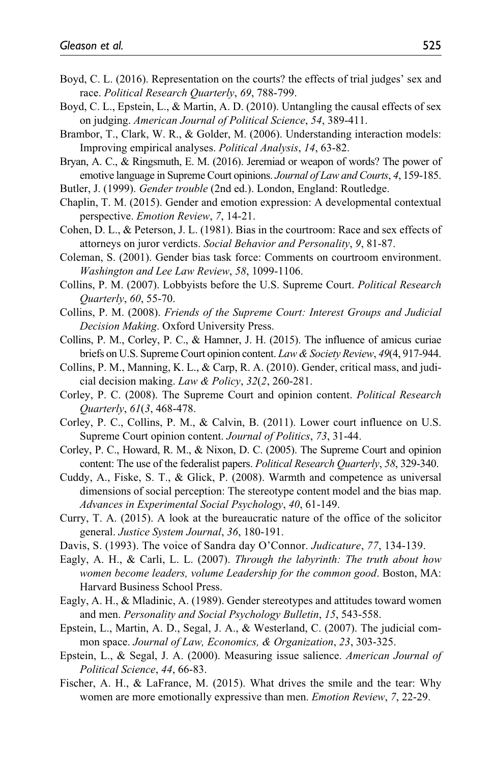Boyd, C. L. (2016). Representation on the courts? the effects of trial judges' sex and race. *Political Research Quarterly*, *69*, 788-799.

Boyd, C. L., Epstein, L., & Martin, A. D. (2010). Untangling the causal effects of sex on judging. *American Journal of Political Science*, *54*, 389-411.

Brambor, T., Clark, W. R., & Golder, M. (2006). Understanding interaction models: Improving empirical analyses. *Political Analysis*, *14*, 63-82.

Bryan, A. C., & Ringsmuth, E. M. (2016). Jeremiad or weapon of words? The power of emotive language in Supreme Court opinions. *Journal of Law and Courts*, *4*, 159-185.

Butler, J. (1999). *Gender trouble* (2nd ed.). London, England: Routledge.

Chaplin, T. M. (2015). Gender and emotion expression: A developmental contextual perspective. *Emotion Review*, *7*, 14-21.

Cohen, D. L., & Peterson, J. L. (1981). Bias in the courtroom: Race and sex effects of attorneys on juror verdicts. *Social Behavior and Personality*, *9*, 81-87.

Coleman, S. (2001). Gender bias task force: Comments on courtroom environment. *Washington and Lee Law Review*, *58*, 1099-1106.

Collins, P. M. (2007). Lobbyists before the U.S. Supreme Court. *Political Research Quarterly*, *60*, 55-70.

Collins, P. M. (2008). *Friends of the Supreme Court: Interest Groups and Judicial Decision Making*. Oxford University Press.

Collins, P. M., Corley, P. C., & Hamner, J. H. (2015). The influence of amicus curiae briefs on U.S. Supreme Court opinion content. *Law & Society Review*, *49*(4, 917-944.

Collins, P. M., Manning, K. L., & Carp, R. A. (2010). Gender, critical mass, and judicial decision making. *Law & Policy*, *32*(*2*, 260-281.

Corley, P. C. (2008). The Supreme Court and opinion content. *Political Research Quarterly*, *61*(*3*, 468-478.

Corley, P. C., Collins, P. M., & Calvin, B. (2011). Lower court influence on U.S. Supreme Court opinion content. *Journal of Politics*, *73*, 31-44.

Corley, P. C., Howard, R. M., & Nixon, D. C. (2005). The Supreme Court and opinion content: The use of the federalist papers. *Political Research Quarterly*, *58*, 329-340.

Cuddy, A., Fiske, S. T., & Glick, P. (2008). Warmth and competence as universal dimensions of social perception: The stereotype content model and the bias map. *Advances in Experimental Social Psychology*, *40*, 61-149.

Curry, T. A. (2015). A look at the bureaucratic nature of the office of the solicitor general. *Justice System Journal*, *36*, 180-191.

Davis, S. (1993). The voice of Sandra day O'Connor. *Judicature*, *77*, 134-139.

Eagly, A. H., & Carli, L. L. (2007). *Through the labyrinth: The truth about how women become leaders, volume Leadership for the common good*. Boston, MA: Harvard Business School Press.

Eagly, A. H., & Mladinic, A. (1989). Gender stereotypes and attitudes toward women and men. *Personality and Social Psychology Bulletin*, *15*, 543-558.

Epstein, L., Martin, A. D., Segal, J. A., & Westerland, C. (2007). The judicial common space. *Journal of Law, Economics, & Organization*, *23*, 303-325.

Epstein, L., & Segal, J. A. (2000). Measuring issue salience. *American Journal of Political Science*, *44*, 66-83.

Fischer, A. H., & LaFrance, M. (2015). What drives the smile and the tear: Why women are more emotionally expressive than men. *Emotion Review*, *7*, 22-29.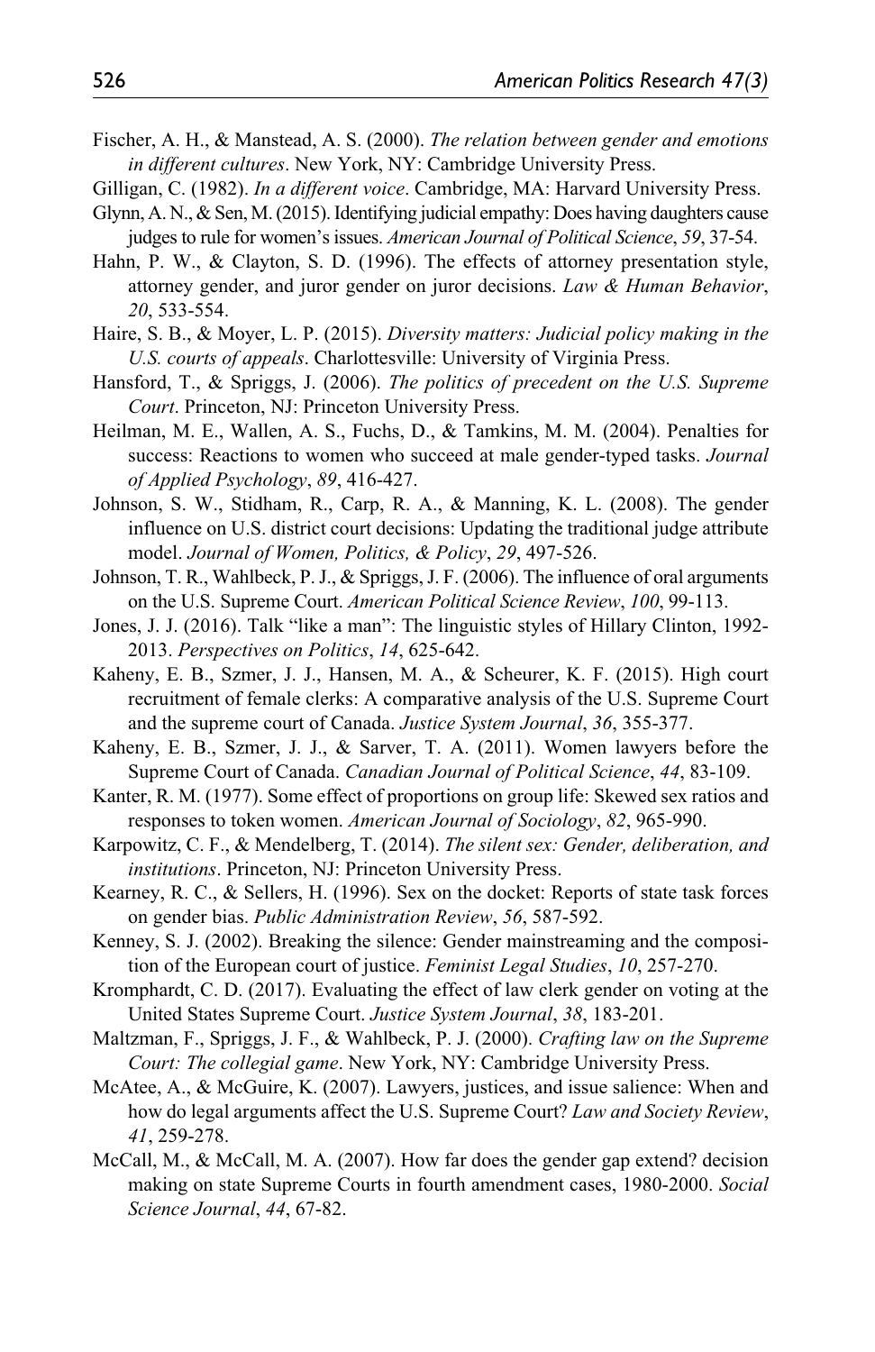Fischer, A. H., & Manstead, A. S. (2000). *The relation between gender and emotions in different cultures*. New York, NY: Cambridge University Press.

Gilligan, C. (1982). *In a different voice*. Cambridge, MA: Harvard University Press.

Glynn, A. N., & Sen, M. (2015). Identifying judicial empathy: Does having daughters cause judges to rule for women's issues. *American Journal of Political Science*, *59*, 37-54.

Hahn, P. W., & Clayton, S. D. (1996). The effects of attorney presentation style, attorney gender, and juror gender on juror decisions. *Law & Human Behavior*, *20*, 533-554.

Haire, S. B., & Moyer, L. P. (2015). *Diversity matters: Judicial policy making in the U.S. courts of appeals*. Charlottesville: University of Virginia Press.

Hansford, T., & Spriggs, J. (2006). *The politics of precedent on the U.S. Supreme Court*. Princeton, NJ: Princeton University Press.

Heilman, M. E., Wallen, A. S., Fuchs, D., & Tamkins, M. M. (2004). Penalties for success: Reactions to women who succeed at male gender-typed tasks. *Journal of Applied Psychology*, *89*, 416-427.

Johnson, S. W., Stidham, R., Carp, R. A., & Manning, K. L. (2008). The gender influence on U.S. district court decisions: Updating the traditional judge attribute model. *Journal of Women, Politics, & Policy*, *29*, 497-526.

Johnson, T. R., Wahlbeck, P. J., & Spriggs, J. F. (2006). The influence of oral arguments on the U.S. Supreme Court. *American Political Science Review*, *100*, 99-113.

Jones, J. J. (2016). Talk "like a man": The linguistic styles of Hillary Clinton, 1992-2013. *Perspectives on Politics*, *14*, 625-642.

Kaheny, E. B., Szmer, J. J., Hansen, M. A., & Scheurer, K. F. (2015). High court recruitment of female clerks: A comparative analysis of the U.S. Supreme Court and the supreme court of Canada. *Justice System Journal*, *36*, 355-377.

Kaheny, E. B., Szmer, J. J., & Sarver, T. A. (2011). Women lawyers before the Supreme Court of Canada. *Canadian Journal of Political Science*, *44*, 83-109.

Kanter, R. M. (1977). Some effect of proportions on group life: Skewed sex ratios and responses to token women. *American Journal of Sociology*, *82*, 965-990.

Karpowitz, C. F., & Mendelberg, T. (2014). *The silent sex: Gender, deliberation, and institutions*. Princeton, NJ: Princeton University Press.

Kearney, R. C., & Sellers, H. (1996). Sex on the docket: Reports of state task forces on gender bias. *Public Administration Review*, *56*, 587-592.

Kenney, S. J. (2002). Breaking the silence: Gender mainstreaming and the composition of the European court of justice. *Feminist Legal Studies*, *10*, 257-270.

Kromphardt, C. D. (2017). Evaluating the effect of law clerk gender on voting at the United States Supreme Court. *Justice System Journal*, *38*, 183-201.

Maltzman, F., Spriggs, J. F., & Wahlbeck, P. J. (2000). *Crafting law on the Supreme Court: The collegial game*. New York, NY: Cambridge University Press.

McAtee, A., & McGuire, K. (2007). Lawyers, justices, and issue salience: When and how do legal arguments affect the U.S. Supreme Court? *Law and Society Review*, *41*, 259-278.

McCall, M., & McCall, M. A. (2007). How far does the gender gap extend? decision making on state Supreme Courts in fourth amendment cases, 1980-2000. *Social Science Journal*, *44*, 67-82.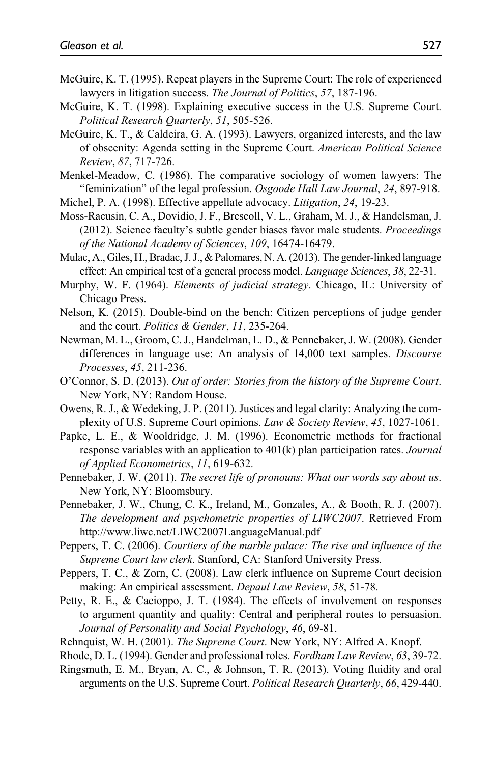McGuire, K. T. (1995). Repeat players in the Supreme Court: The role of experienced lawyers in litigation success. *The Journal of Politics*, *57*, 187-196.

McGuire, K. T. (1998). Explaining executive success in the U.S. Supreme Court. *Political Research Quarterly*, *51*, 505-526.

McGuire, K. T., & Caldeira, G. A. (1993). Lawyers, organized interests, and the law of obscenity: Agenda setting in the Supreme Court. *American Political Science Review*, *87*, 717-726.

Menkel-Meadow, C. (1986). The comparative sociology of women lawyers: The "feminization" of the legal profession. *Osgoode Hall Law Journal*, *24*, 897-918.

Michel, P. A. (1998). Effective appellate advocacy. *Litigation*, *24*, 19-23.

Moss-Racusin, C. A., Dovidio, J. F., Brescoll, V. L., Graham, M. J., & Handelsman, J. (2012). Science faculty's subtle gender biases favor male students. *Proceedings of the National Academy of Sciences*, *109*, 16474-16479.

Mulac, A., Giles, H., Bradac, J. J., & Palomares, N. A. (2013). The gender-linked language effect: An empirical test of a general process model. *Language Sciences*, *38*, 22-31.

Murphy, W. F. (1964). *Elements of judicial strategy*. Chicago, IL: University of Chicago Press.

Nelson, K. (2015). Double-bind on the bench: Citizen perceptions of judge gender and the court. *Politics & Gender*, *11*, 235-264.

Newman, M. L., Groom, C. J., Handelman, L. D., & Pennebaker, J. W. (2008). Gender differences in language use: An analysis of 14,000 text samples. *Discourse Processes*, *45*, 211-236.

O'Connor, S. D. (2013). *Out of order: Stories from the history of the Supreme Court*. New York, NY: Random House.

Owens, R. J., & Wedeking, J. P. (2011). Justices and legal clarity: Analyzing the complexity of U.S. Supreme Court opinions. *Law & Society Review*, *45*, 1027-1061.

Papke, L. E., & Wooldridge, J. M. (1996). Econometric methods for fractional response variables with an application to 401(k) plan participation rates. *Journal of Applied Econometrics*, *11*, 619-632.

Pennebaker, J. W. (2011). *The secret life of pronouns: What our words say about us*. New York, NY: Bloomsbury.

Pennebaker, J. W., Chung, C. K., Ireland, M., Gonzales, A., & Booth, R. J. (2007). *The development and psychometric properties of LIWC2007*. Retrieved From http://www.liwc.net/LIWC2007LanguageManual.pdf

Peppers, T. C. (2006). *Courtiers of the marble palace: The rise and influence of the Supreme Court law clerk*. Stanford, CA: Stanford University Press.

Peppers, T. C., & Zorn, C. (2008). Law clerk influence on Supreme Court decision making: An empirical assessment. *Depaul Law Review*, *58*, 51-78.

Petty, R. E., & Cacioppo, J. T. (1984). The effects of involvement on responses to argument quantity and quality: Central and peripheral routes to persuasion. *Journal of Personality and Social Psychology*, *46*, 69-81.

Rehnquist, W. H. (2001). *The Supreme Court*. New York, NY: Alfred A. Knopf.

Rhode, D. L. (1994). Gender and professional roles. *Fordham Law Review*, *63*, 39-72.

Ringsmuth, E. M., Bryan, A. C., & Johnson, T. R. (2013). Voting fluidity and oral arguments on the U.S. Supreme Court. *Political Research Quarterly*, *66*, 429-440.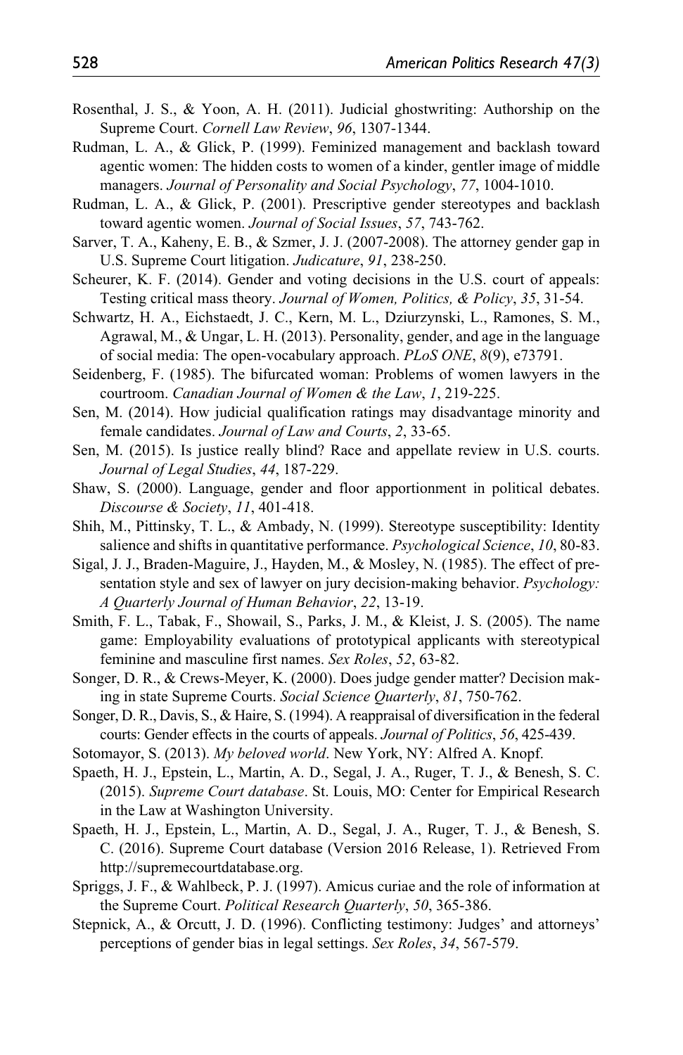Rosenthal, J. S., & Yoon, A. H. (2011). Judicial ghostwriting: Authorship on the Supreme Court. *Cornell Law Review*, *96*, 1307-1344.

Rudman, L. A., & Glick, P. (1999). Feminized management and backlash toward agentic women: The hidden costs to women of a kinder, gentler image of middle managers. *Journal of Personality and Social Psychology*, *77*, 1004-1010.

Rudman, L. A., & Glick, P. (2001). Prescriptive gender stereotypes and backlash toward agentic women. *Journal of Social Issues*, *57*, 743-762.

Sarver, T. A., Kaheny, E. B., & Szmer, J. J. (2007-2008). The attorney gender gap in U.S. Supreme Court litigation. *Judicature*, *91*, 238-250.

Scheurer, K. F. (2014). Gender and voting decisions in the U.S. court of appeals: Testing critical mass theory. *Journal of Women, Politics, & Policy*, *35*, 31-54.

Schwartz, H. A., Eichstaedt, J. C., Kern, M. L., Dziurzynski, L., Ramones, S. M., Agrawal, M., & Ungar, L. H. (2013). Personality, gender, and age in the language of social media: The open-vocabulary approach. *PLoS ONE*, *8*(9), e73791.

Seidenberg, F. (1985). The bifurcated woman: Problems of women lawyers in the courtroom. *Canadian Journal of Women & the Law*, *1*, 219-225.

Sen, M. (2014). How judicial qualification ratings may disadvantage minority and female candidates. *Journal of Law and Courts*, *2*, 33-65.

Sen, M. (2015). Is justice really blind? Race and appellate review in U.S. courts. *Journal of Legal Studies*, *44*, 187-229.

Shaw, S. (2000). Language, gender and floor apportionment in political debates. *Discourse & Society*, *11*, 401-418.

Shih, M., Pittinsky, T. L., & Ambady, N. (1999). Stereotype susceptibility: Identity salience and shifts in quantitative performance. *Psychological Science*, *10*, 80-83.

Sigal, J. J., Braden-Maguire, J., Hayden, M., & Mosley, N. (1985). The effect of presentation style and sex of lawyer on jury decision-making behavior. *Psychology: A Quarterly Journal of Human Behavior*, *22*, 13-19.

Smith, F. L., Tabak, F., Showail, S., Parks, J. M., & Kleist, J. S. (2005). The name game: Employability evaluations of prototypical applicants with stereotypical feminine and masculine first names. *Sex Roles*, *52*, 63-82.

Songer, D. R., & Crews-Meyer, K. (2000). Does judge gender matter? Decision making in state Supreme Courts. *Social Science Quarterly*, *81*, 750-762.

Songer, D. R., Davis, S., & Haire, S. (1994). A reappraisal of diversification in the federal courts: Gender effects in the courts of appeals. *Journal of Politics*, *56*, 425-439.

Sotomayor, S. (2013). *My beloved world*. New York, NY: Alfred A. Knopf.

Spaeth, H. J., Epstein, L., Martin, A. D., Segal, J. A., Ruger, T. J., & Benesh, S. C. (2015). *Supreme Court database*. St. Louis, MO: Center for Empirical Research in the Law at Washington University.

Spaeth, H. J., Epstein, L., Martin, A. D., Segal, J. A., Ruger, T. J., & Benesh, S. C. (2016). Supreme Court database (Version 2016 Release, 1). Retrieved From http://supremecourtdatabase.org.

Spriggs, J. F., & Wahlbeck, P. J. (1997). Amicus curiae and the role of information at the Supreme Court. *Political Research Quarterly*, *50*, 365-386.

Stepnick, A., & Orcutt, J. D. (1996). Conflicting testimony: Judges' and attorneys' perceptions of gender bias in legal settings. *Sex Roles*, *34*, 567-579.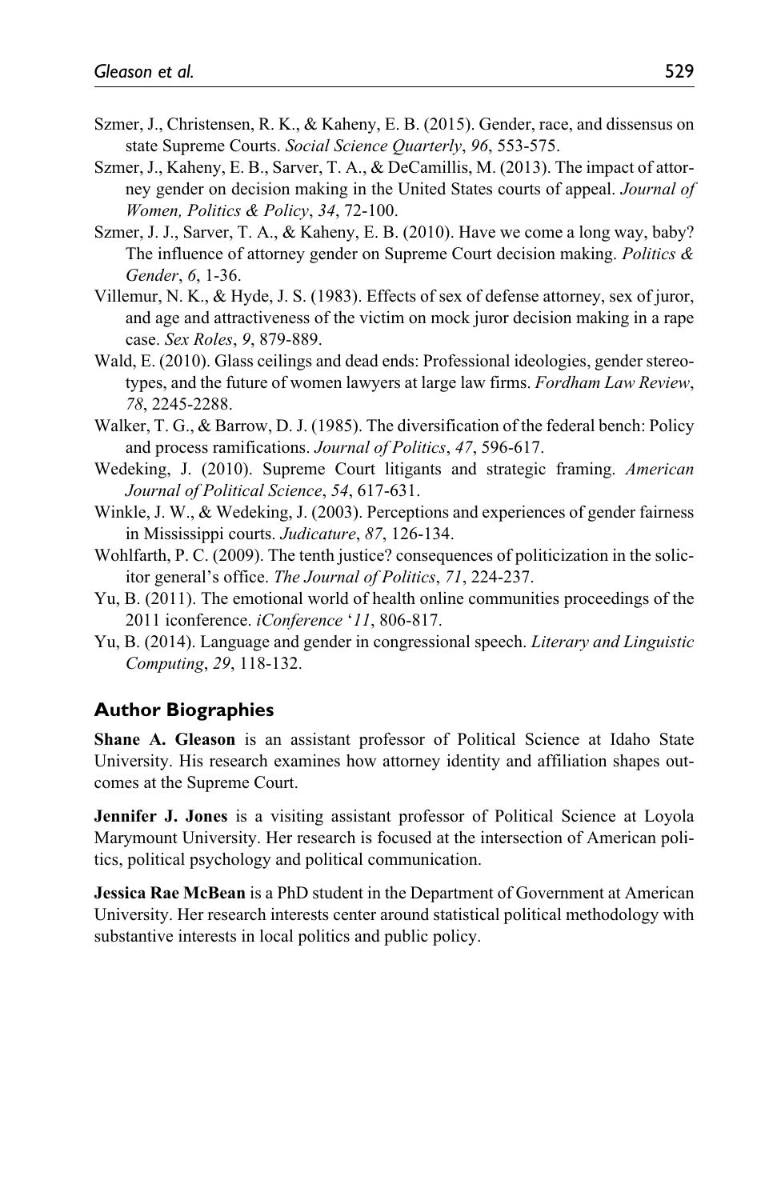Szmer, J., Christensen, R. K., & Kaheny, E. B. (2015). Gender, race, and dissensus on state Supreme Courts. *Social Science Quarterly*, *96*, 553-575.

Szmer, J., Kaheny, E. B., Sarver, T. A., & DeCamillis, M. (2013). The impact of attorney gender on decision making in the United States courts of appeal. *Journal of Women, Politics & Policy*, *34*, 72-100.

Szmer, J. J., Sarver, T. A., & Kaheny, E. B. (2010). Have we come a long way, baby? The influence of attorney gender on Supreme Court decision making. *Politics & Gender*, *6*, 1-36.

Villemur, N. K., & Hyde, J. S. (1983). Effects of sex of defense attorney, sex of juror, and age and attractiveness of the victim on mock juror decision making in a rape case. *Sex Roles*, *9*, 879-889.

Wald, E. (2010). Glass ceilings and dead ends: Professional ideologies, gender stereotypes, and the future of women lawyers at large law firms. *Fordham Law Review*, *78*, 2245-2288.

Walker, T. G., & Barrow, D. J. (1985). The diversification of the federal bench: Policy and process ramifications. *Journal of Politics*, *47*, 596-617.

Wedeking, J. (2010). Supreme Court litigants and strategic framing. *American Journal of Political Science*, *54*, 617-631.

Winkle, J. W., & Wedeking, J. (2003). Perceptions and experiences of gender fairness in Mississippi courts. *Judicature*, *87*, 126-134.

Wohlfarth, P. C. (2009). The tenth justice? consequences of politicization in the solicitor general's office. *The Journal of Politics*, *71*, 224-237.

Yu, B. (2011). The emotional world of health online communities proceedings of the 2011 iconference. *iConference* '*11*, 806-817.

Yu, B. (2014). Language and gender in congressional speech. *Literary and Linguistic Computing*, *29*, 118-132.

## Author Biographies

**Shane A. Gleason** is an assistant professor of Political Science at Idaho State University. His research examines how attorney identity and affiliation shapes outcomes at the Supreme Court.

**Jennifer J. Jones** is a visiting assistant professor of Political Science at Loyola Marymount University. Her research is focused at the intersection of American politics, political psychology and political communication.

**Jessica Rae McBean** is a PhD student in the Department of Government at American University. Her research interests center around statistical political methodology with substantive interests in local politics and public policy.